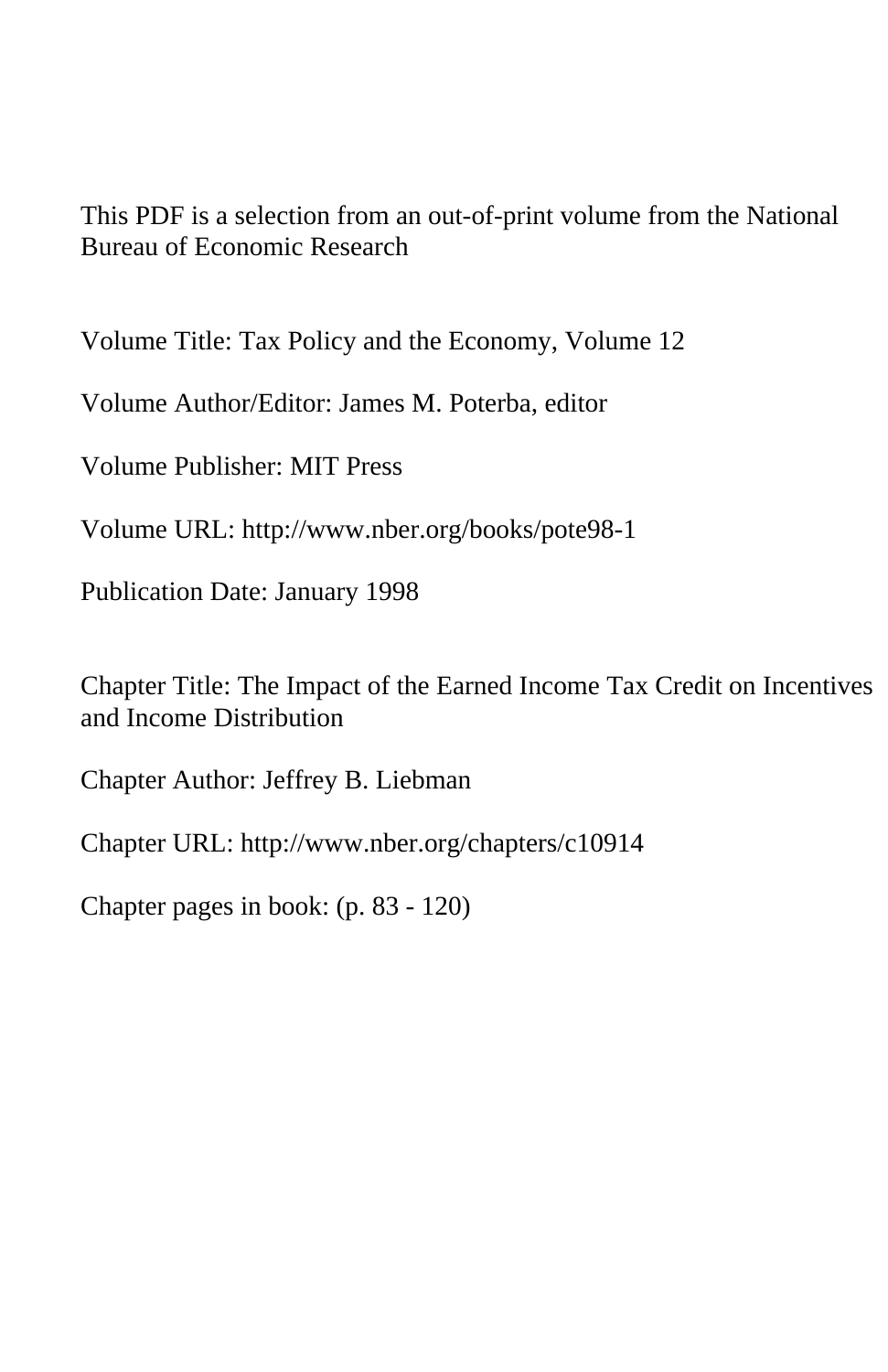This PDF is a selection from an out-of-print volume from the National Bureau of Economic Research

Volume Title: Tax Policy and the Economy, Volume 12

Volume Author/Editor: James M. Poterba, editor

Volume Publisher: MIT Press

Volume URL: http://www.nber.org/books/pote98-1

Publication Date: January 1998

Chapter Title: The Impact of the Earned Income Tax Credit on Incentives and Income Distribution

Chapter Author: Jeffrey B. Liebman

Chapter URL: http://www.nber.org/chapters/c10914

Chapter pages in book: (p. 83 - 120)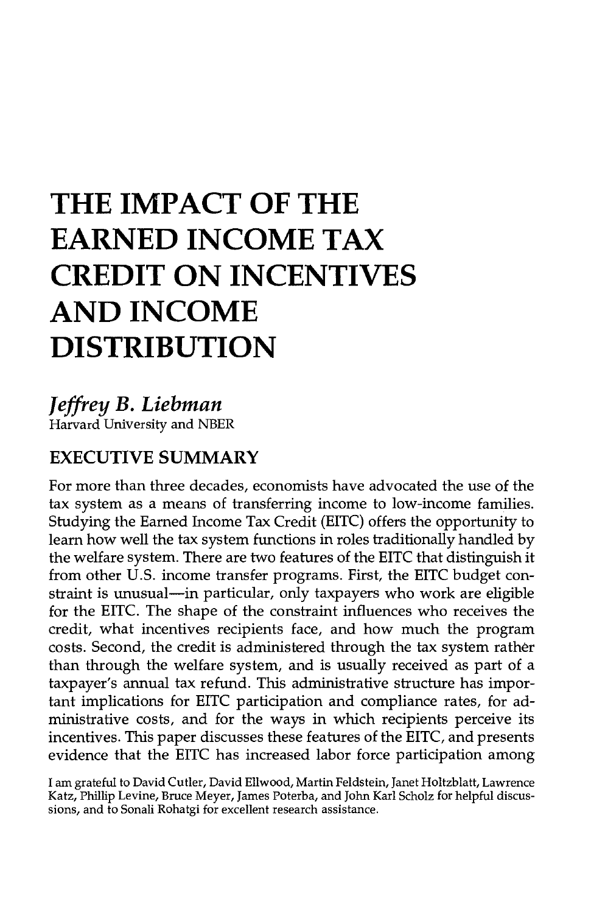# THE IMPACT OF THE EARNED INCOME TAX CREDIT ON INCENTIVES AND INCOME DISTRIBUTION

*Jeffrey B. Liebman*
Harvard University and NBER

## EXECUTIVE SUMMARY

For more than three decades, economists have advocated the use of the tax system as a means of transferring income to low-income families. Studying the Earned Income Tax Credit (EITC) offers the opportunity to learn how well the tax system functions in roles traditionally handled by the welfare system. There are two features of the EITC that distinguish it from other U.S. income transfer programs. First, the EITC budget constraint is unusual—in particular, only taxpayers who work are eligible for the EITC. The shape of the constraint influences who receives the credit, what incentives recipients face, and how much the program costs. Second, the credit is administered through the tax system rather than through the welfare system, and is usually received as part of a taxpayer's annual tax refund. This administrative structure has important implications for EITC participation and compliance rates, for administrative costs, and for the ways in which recipients perceive its incentives. This paper discusses these features of the EITC, and presents evidence that the EITC has increased labor force participation among

I am grateful to David Cutler, David Ellwood, Martin Feldstein, Janet Holtzblatt, Lawrence Katz, Phillip Levine, Bruce Meyer, James Poterba, and John Karl Scholz for helpful discussions, and to Sonali Rohatgi for excellent research assistance.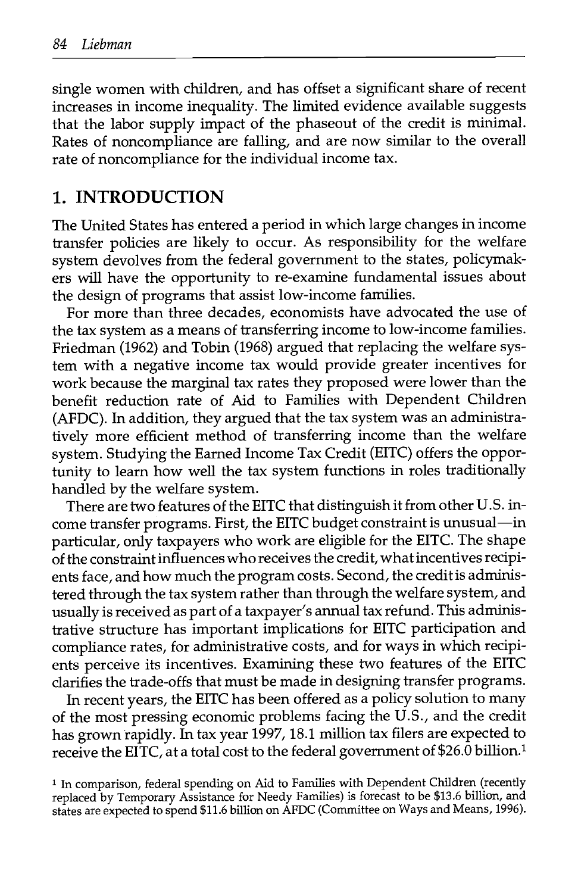single women with children, and has offset a significant share of recent increases in income inequality. The limited evidence available suggests that the labor supply impact of the phaseout of the credit is minimal. Rates of noncompliance are falling, and are now similar to the overall rate of noncompliance for the individual income tax.

## 1. INTRODUCTION

The United States has entered a period in which large changes in income transfer policies are likely to occur. As responsibility for the welfare system devolves from the federal government to the states, policymakers will have the opportunity to re-examine fundamental issues about the design of programs that assist low-income families.

For more than three decades, economists have advocated the use of the tax system as a means of transferring income to low-income families. Friedman (1962) and Tobin (1968) argued that replacing the welfare system with a negative income tax would provide greater incentives for work because the marginal tax rates they proposed were lower than the benefit reduction rate of Aid to Families with Dependent Children (AFDC). In addition, they argued that the tax system was an administratively more efficient method of transferring income than the welfare system. Studying the Earned Income Tax Credit (EITC) offers the opportunity to learn how well the tax system functions in roles traditionally handled by the welfare system.

There are two features of the EITC that distinguish it from other U.S. income transfer programs. First, the EITC budget constraint is unusual—in particular, only taxpayers who work are eligible for the EITC. The shape of the constraint influences who receives the credit, what incentives recipients face, and how much the program costs. Second, the credit is administered through the tax system rather than through the welfare system, and usually is received as part of a taxpayer's annual tax refund. This administrative structure has important implications for EITC participation and compliance rates, for administrative costs, and for ways in which recipients perceive its incentives. Examining these two features of the EITC clarifies the trade-offs that must be made in designing transfer programs.

In recent years, the EITC has been offered as a policy solution to many of the most pressing economic problems facing the U.S., and the credit has grown rapidly. In tax year 1997, 18.1 million tax filers are expected to receive the EITC, at a total cost to the federal government of $26.0 billion.[1]

[1] In comparison, federal spending on Aid to Families with Dependent Children (recently replaced by Temporary Assistance for Needy Families) is forecast to be $13.6 billion, and states are expected to spend $11.6 billion on AFDC (Committee on Ways and Means, 1996).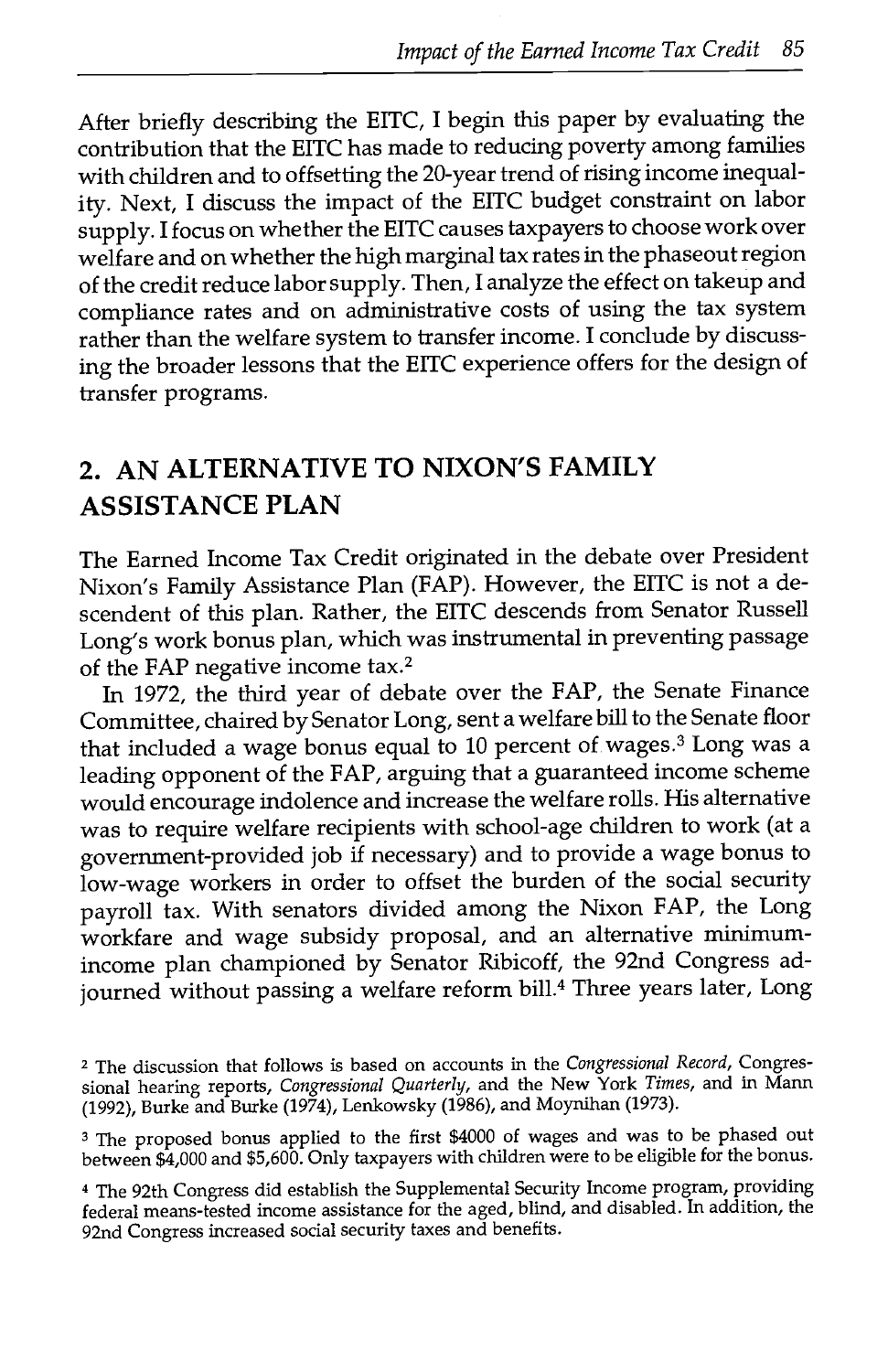After briefly describing the EITC, I begin this paper by evaluating the contribution that the EITC has made to reducing poverty among families with children and to offsetting the 20-year trend of rising income inequality. Next, I discuss the impact of the EITC budget constraint on labor supply. I focus on whether the EITC causes taxpayers to choose work over welfare and on whether the high marginal tax rates in the phaseout region of the credit reduce labor supply. Then, I analyze the effect on takeup and compliance rates and on administrative costs of using the tax system rather than the welfare system to transfer income. I conclude by discussing the broader lessons that the EITC experience offers for the design of transfer programs.

## 2. AN ALTERNATIVE TO NIXON'S FAMILY ASSISTANCE PLAN

The Earned Income Tax Credit originated in the debate over President Nixon's Family Assistance Plan (FAP). However, the EITC is not a descendent of this plan. Rather, the EITC descends from Senator Russell Long's work bonus plan, which was instrumental in preventing passage of the FAP negative income tax.[2]

In 1972, the third year of debate over the FAP, the Senate Finance Committee, chaired by Senator Long, sent a welfare bill to the Senate floor that included a wage bonus equal to 10 percent of wages.[3] Long was a leading opponent of the FAP, arguing that a guaranteed income scheme would encourage indolence and increase the welfare rolls. His alternative was to require welfare recipients with school-age children to work (at a government-provided job if necessary) and to provide a wage bonus to low-wage workers in order to offset the burden of the social security payroll tax. With senators divided among the Nixon FAP, the Long workfare and wage subsidy proposal, and an alternative minimum-income plan championed by Senator Ribicoff, the 92nd Congress adjourned without passing a welfare reform bill.[4] Three years later, Long

---

[2] The discussion that follows is based on accounts in the *Congressional Record*, Congressional hearing reports, *Congressional Quarterly*, and the New York *Times*, and in Mann (1992), Burke and Burke (1974), Lenkowsky (1986), and Moynihan (1973).

[3] The proposed bonus applied to the first $4000 of wages and was to be phased out between $4,000 and $5,600. Only taxpayers with children were to be eligible for the bonus.

[4] The 92th Congress did establish the Supplemental Security Income program, providing federal means-tested income assistance for the aged, blind, and disabled. In addition, the 92nd Congress increased social security taxes and benefits.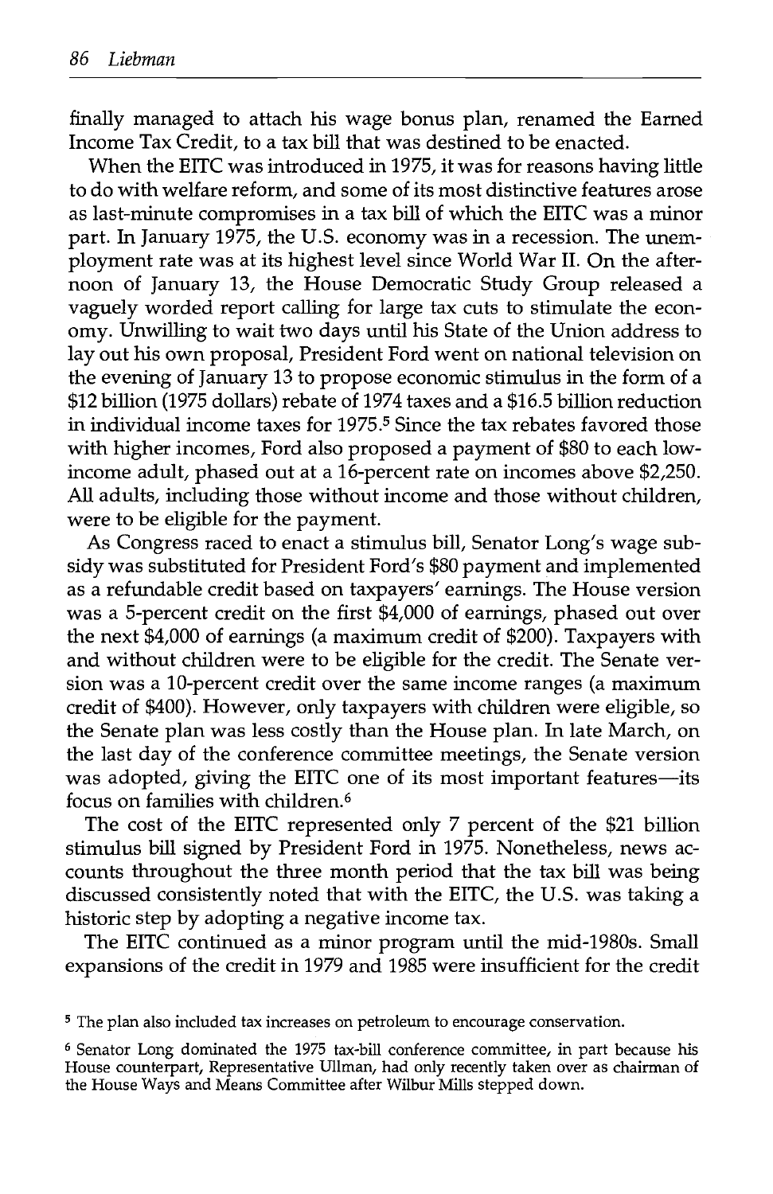finally managed to attach his wage bonus plan, renamed the Earned Income Tax Credit, to a tax bill that was destined to be enacted.

When the EITC was introduced in 1975, it was for reasons having little to do with welfare reform, and some of its most distinctive features arose as last-minute compromises in a tax bill of which the EITC was a minor part. In January 1975, the U.S. economy was in a recession. The unemployment rate was at its highest level since World War II. On the afternoon of January 13, the House Democratic Study Group released a vaguely worded report calling for large tax cuts to stimulate the economy. Unwilling to wait two days until his State of the Union address to lay out his own proposal, President Ford went on national television on the evening of January 13 to propose economic stimulus in the form of a $12 billion (1975 dollars) rebate of 1974 taxes and a $16.5 billion reduction in individual income taxes for 1975.[5] Since the tax rebates favored those with higher incomes, Ford also proposed a payment of $80 to each low-income adult, phased out at a 16-percent rate on incomes above $2,250. All adults, including those without income and those without children, were to be eligible for the payment.

As Congress raced to enact a stimulus bill, Senator Long's wage subsidy was substituted for President Ford's $80 payment and implemented as a refundable credit based on taxpayers' earnings. The House version was a 5-percent credit on the first $4,000 of earnings, phased out over the next $4,000 of earnings (a maximum credit of $200). Taxpayers with and without children were to be eligible for the credit. The Senate version was a 10-percent credit over the same income ranges (a maximum credit of $400). However, only taxpayers with children were eligible, so the Senate plan was less costly than the House plan. In late March, on the last day of the conference committee meetings, the Senate version was adopted, giving the EITC one of its most important features—its focus on families with children.[6]

The cost of the EITC represented only 7 percent of the $21 billion stimulus bill signed by President Ford in 1975. Nonetheless, news accounts throughout the three month period that the tax bill was being discussed consistently noted that with the EITC, the U.S. was taking a historic step by adopting a negative income tax.

The EITC continued as a minor program until the mid-1980s. Small expansions of the credit in 1979 and 1985 were insufficient for the credit

[5] The plan also included tax increases on petroleum to encourage conservation.

[6] Senator Long dominated the 1975 tax-bill conference committee, in part because his House counterpart, Representative Ullman, had only recently taken over as chairman of the House Ways and Means Committee after Wilbur Mills stepped down.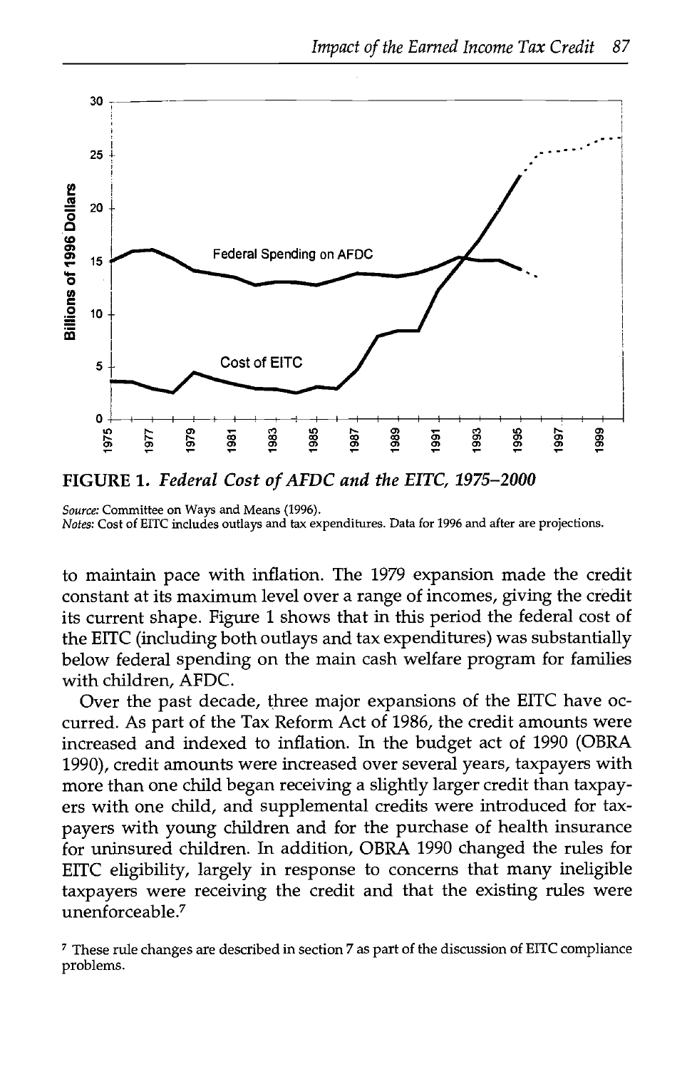**FIGURE 1.** *Federal Cost of AFDC and the EITC, 1975–2000*

*Source:* Committee on Ways and Means (1996).
*Notes:* Cost of EITC includes outlays and tax expenditures. Data for 1996 and after are projections.

to maintain pace with inflation. The 1979 expansion made the credit constant at its maximum level over a range of incomes, giving the credit its current shape. Figure 1 shows that in this period the federal cost of the EITC (including both outlays and tax expenditures) was substantially below federal spending on the main cash welfare program for families with children, AFDC.

Over the past decade, three major expansions of the EITC have occurred. As part of the Tax Reform Act of 1986, the credit amounts were increased and indexed to inflation. In the budget act of 1990 (OBRA 1990), credit amounts were increased over several years, taxpayers with more than one child began receiving a slightly larger credit than taxpayers with one child, and supplemental credits were introduced for taxpayers with young children and for the purchase of health insurance for uninsured children. In addition, OBRA 1990 changed the rules for EITC eligibility, largely in response to concerns that many ineligible taxpayers were receiving the credit and that the existing rules were unenforceable.[7]

[7] These rule changes are described in section 7 as part of the discussion of EITC compliance problems.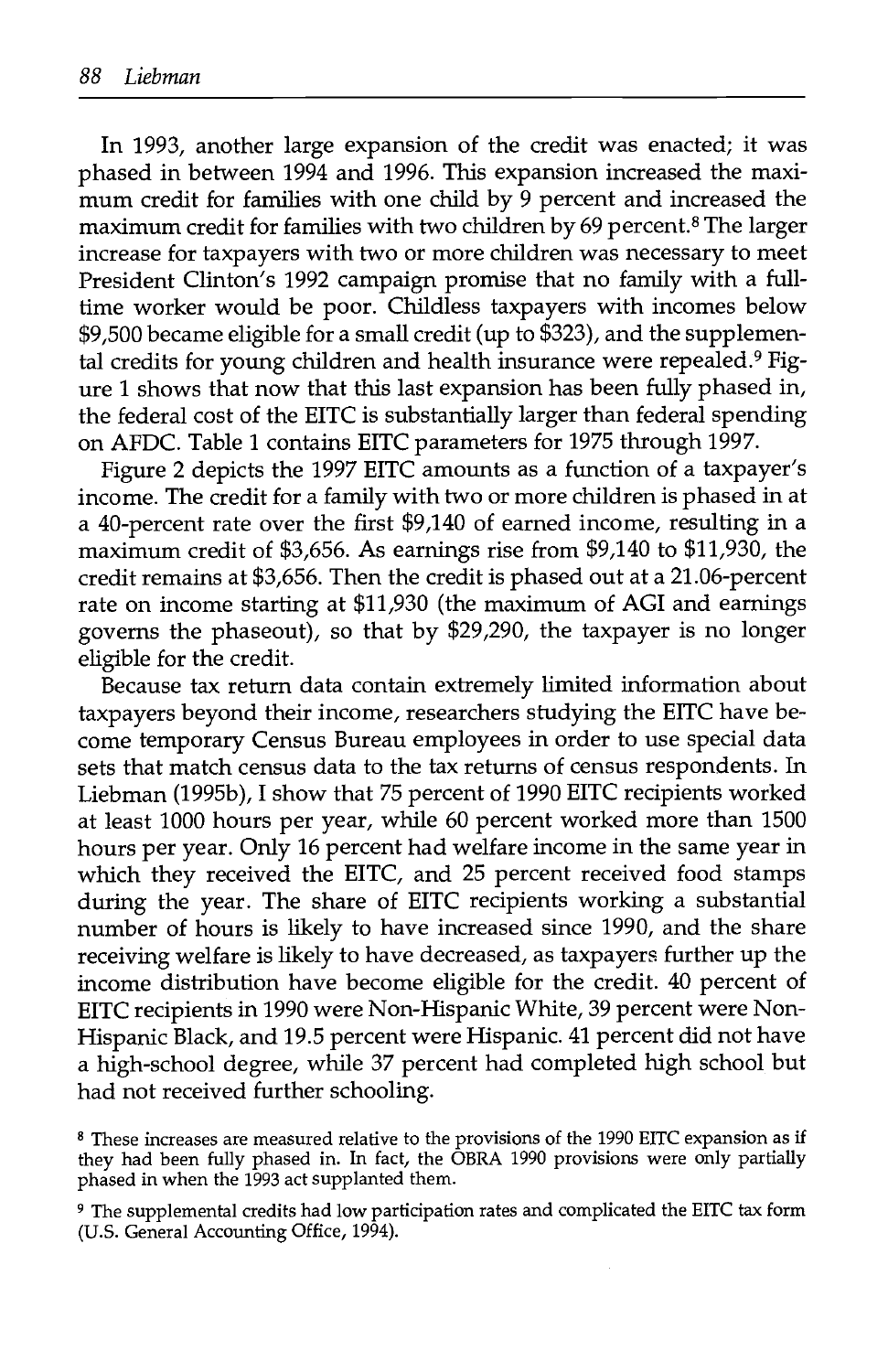In 1993, another large expansion of the credit was enacted; it was phased in between 1994 and 1996. This expansion increased the maximum credit for families with one child by 9 percent and increased the maximum credit for families with two children by 69 percent.[8] The larger increase for taxpayers with two or more children was necessary to meet President Clinton's 1992 campaign promise that no family with a full-time worker would be poor. Childless taxpayers with incomes below $9,500 became eligible for a small credit (up to $323), and the supplemental credits for young children and health insurance were repealed.[9] Figure 1 shows that now that this last expansion has been fully phased in, the federal cost of the EITC is substantially larger than federal spending on AFDC. Table 1 contains EITC parameters for 1975 through 1997.

Figure 2 depicts the 1997 EITC amounts as a function of a taxpayer's income. The credit for a family with two or more children is phased in at a 40-percent rate over the first $9,140 of earned income, resulting in a maximum credit of $3,656. As earnings rise from $9,140 to $11,930, the credit remains at $3,656. Then the credit is phased out at a 21.06-percent rate on income starting at $11,930 (the maximum of AGI and earnings governs the phaseout), so that by $29,290, the taxpayer is no longer eligible for the credit.

Because tax return data contain extremely limited information about taxpayers beyond their income, researchers studying the EITC have become temporary Census Bureau employees in order to use special data sets that match census data to the tax returns of census respondents. In Liebman (1995b), I show that 75 percent of 1990 EITC recipients worked at least 1000 hours per year, while 60 percent worked more than 1500 hours per year. Only 16 percent had welfare income in the same year in which they received the EITC, and 25 percent received food stamps during the year. The share of EITC recipients working a substantial number of hours is likely to have increased since 1990, and the share receiving welfare is likely to have decreased, as taxpayers further up the income distribution have become eligible for the credit. 40 percent of EITC recipients in 1990 were Non-Hispanic White, 39 percent were Non-Hispanic Black, and 19.5 percent were Hispanic. 41 percent did not have a high-school degree, while 37 percent had completed high school but had not received further schooling.

---

[8] These increases are measured relative to the provisions of the 1990 EITC expansion as if they had been fully phased in. In fact, the OBRA 1990 provisions were only partially phased in when the 1993 act supplanted them.

[9] The supplemental credits had low participation rates and complicated the EITC tax form (U.S. General Accounting Office, 1994).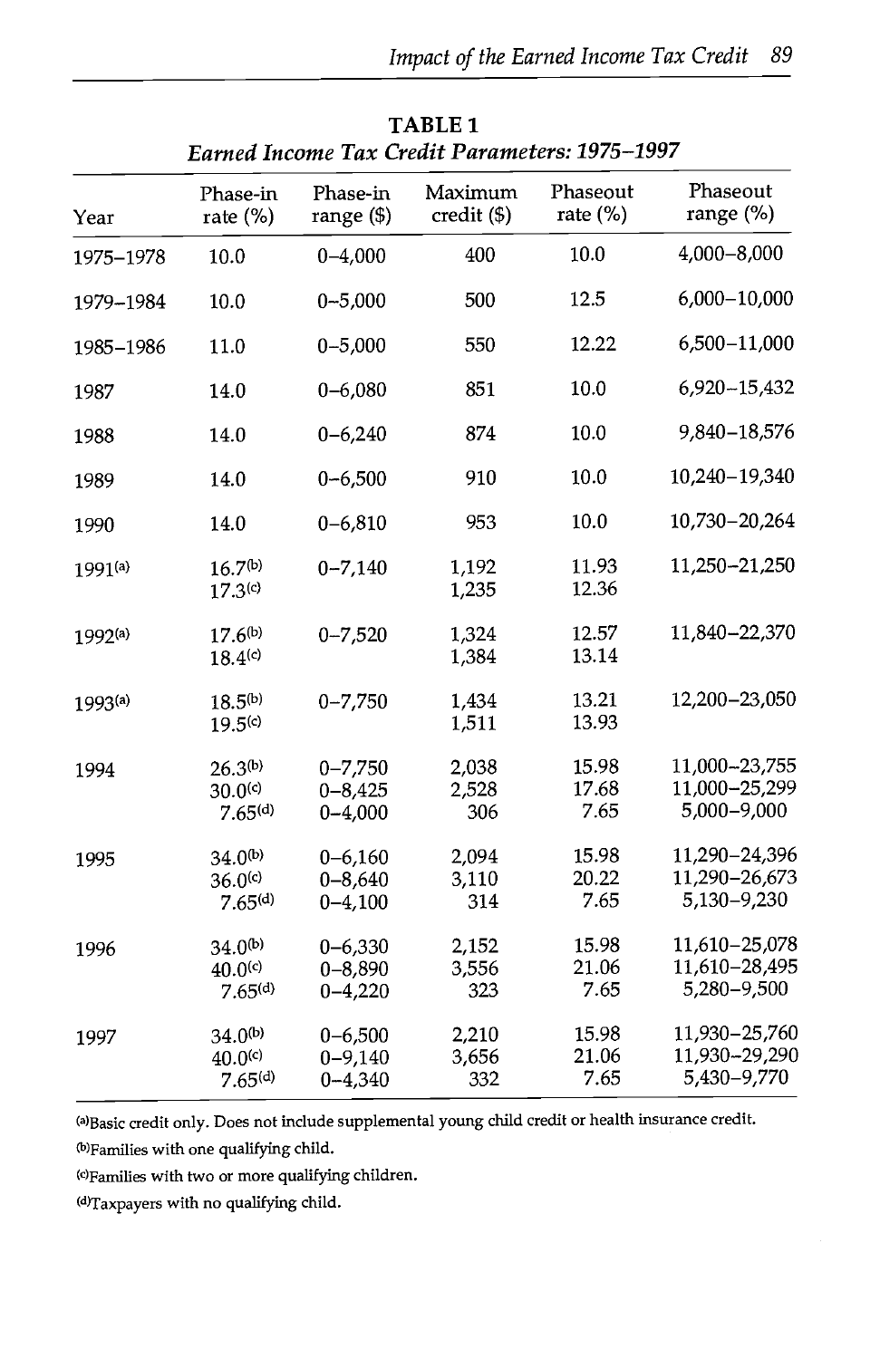**TABLE 1**
*Earned Income Tax Credit Parameters: 1975–1997*

| Year | Phase-in rate (%) | Phase-in range ($) | Maximum credit ($) | Phaseout rate (%) | Phaseout range (%) |
|---|---|---|---|---|---|
| 1975–1978 | 10.0 | 0–4,000 | 400 | 10.0 | 4,000–8,000 |
| 1979–1984 | 10.0 | 0–5,000 | 500 | 12.5 | 6,000–10,000 |
| 1985–1986 | 11.0 | 0–5,000 | 550 | 12.22 | 6,500–11,000 |
| 1987 | 14.0 | 0–6,080 | 851 | 10.0 | 6,920–15,432 |
| 1988 | 14.0 | 0–6,240 | 874 | 10.0 | 9,840–18,576 |
| 1989 | 14.0 | 0–6,500 | 910 | 10.0 | 10,240–19,340 |
| 1990 | 14.0 | 0–6,810 | 953 | 10.0 | 10,730–20,264 |
| 1991[(a)] | 16.7[(b)] | 0–7,140 | 1,192 | 11.93 | 11,250–21,250 |
| | 17.3[(c)] | | 1,235 | 12.36 | |
| 1992[(a)] | 17.6[(b)] | 0–7,520 | 1,324 | 12.57 | 11,840–22,370 |
| | 18.4[(c)] | | 1,384 | 13.14 | |
| 1993[(a)] | 18.5[(b)] | 0–7,750 | 1,434 | 13.21 | 12,200–23,050 |
| | 19.5[(c)] | | 1,511 | 13.93 | |
| 1994 | 26.3[(b)] | 0–7,750 | 2,038 | 15.98 | 11,000–23,755 |
| | 30.0[(c)] | 0–8,425 | 2,528 | 17.68 | 11,000–25,299 |
| | 7.65[(d)] | 0–4,000 | 306 | 7.65 | 5,000–9,000 |
| 1995 | 34.0[(b)] | 0–6,160 | 2,094 | 15.98 | 11,290–24,396 |
| | 36.0[(c)] | 0–8,640 | 3,110 | 20.22 | 11,290–26,673 |
| | 7.65[(d)] | 0–4,100 | 314 | 7.65 | 5,130–9,230 |
| 1996 | 34.0[(b)] | 0–6,330 | 2,152 | 15.98 | 11,610–25,078 |
| | 40.0[(c)] | 0–8,890 | 3,556 | 21.06 | 11,610–28,495 |
| | 7.65[(d)] | 0–4,220 | 323 | 7.65 | 5,280–9,500 |
| 1997 | 34.0[(b)] | 0–6,500 | 2,210 | 15.98 | 11,930–25,760 |
| | 40.0[(c)] | 0–9,140 | 3,656 | 21.06 | 11,930–29,290 |
| | 7.65[(d)] | 0–4,340 | 332 | 7.65 | 5,430–9,770 |

[(a)]Basic credit only. Does not include supplemental young child credit or health insurance credit.

[(b)]Families with one qualifying child.

[(c)]Families with two or more qualifying children.

[(d)]Taxpayers with no qualifying child.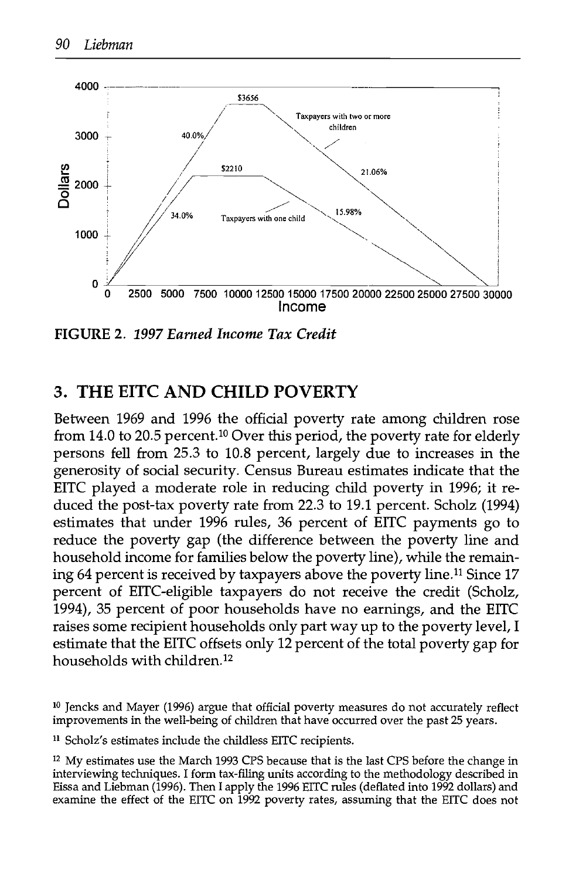FIGURE 2. *1997 Earned Income Tax Credit*

## 3. THE EITC AND CHILD POVERTY

Between 1969 and 1996 the official poverty rate among children rose from 14.0 to 20.5 percent.[10] Over this period, the poverty rate for elderly persons fell from 25.3 to 10.8 percent, largely due to increases in the generosity of social security. Census Bureau estimates indicate that the EITC played a moderate role in reducing child poverty in 1996; it reduced the post-tax poverty rate from 22.3 to 19.1 percent. Scholz (1994) estimates that under 1996 rules, 36 percent of EITC payments go to reduce the poverty gap (the difference between the poverty line and household income for families below the poverty line), while the remaining 64 percent is received by taxpayers above the poverty line.[11] Since 17 percent of EITC-eligible taxpayers do not receive the credit (Scholz, 1994), 35 percent of poor households have no earnings, and the EITC raises some recipient households only part way up to the poverty level, I estimate that the EITC offsets only 12 percent of the total poverty gap for households with children.[12]

[10] Jencks and Mayer (1996) argue that official poverty measures do not accurately reflect improvements in the well-being of children that have occurred over the past 25 years.

[11] Scholz's estimates include the childless EITC recipients.

[12] My estimates use the March 1993 CPS because that is the last CPS before the change in interviewing techniques. I form tax-filing units according to the methodology described in Eissa and Liebman (1996). Then I apply the 1996 EITC rules (deflated into 1992 dollars) and examine the effect of the EITC on 1992 poverty rates, assuming that the EITC does not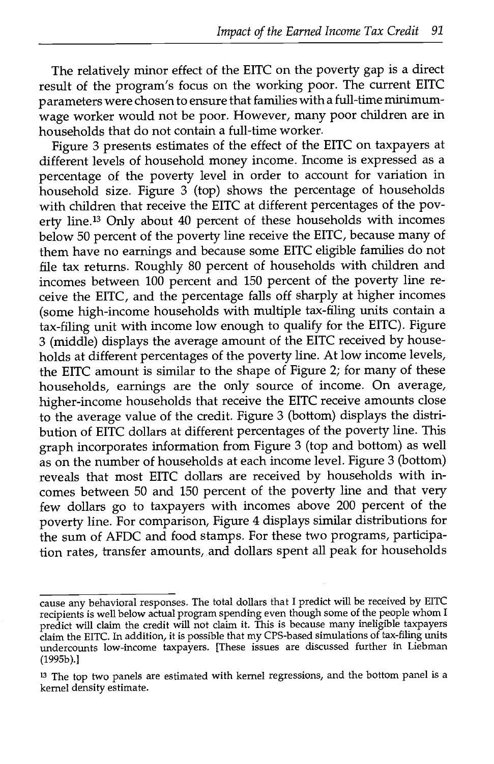The relatively minor effect of the EITC on the poverty gap is a direct result of the program's focus on the working poor. The current EITC parameters were chosen to ensure that families with a full-time minimum-wage worker would not be poor. However, many poor children are in households that do not contain a full-time worker.

Figure 3 presents estimates of the effect of the EITC on taxpayers at different levels of household money income. Income is expressed as a percentage of the poverty level in order to account for variation in household size. Figure 3 (top) shows the percentage of households with children that receive the EITC at different percentages of the poverty line.[13] Only about 40 percent of these households with incomes below 50 percent of the poverty line receive the EITC, because many of them have no earnings and because some EITC eligible families do not file tax returns. Roughly 80 percent of households with children and incomes between 100 percent and 150 percent of the poverty line receive the EITC, and the percentage falls off sharply at higher incomes (some high-income households with multiple tax-filing units contain a tax-filing unit with income low enough to qualify for the EITC). Figure 3 (middle) displays the average amount of the EITC received by households at different percentages of the poverty line. At low income levels, the EITC amount is similar to the shape of Figure 2; for many of these households, earnings are the only source of income. On average, higher-income households that receive the EITC receive amounts close to the average value of the credit. Figure 3 (bottom) displays the distribution of EITC dollars at different percentages of the poverty line. This graph incorporates information from Figure 3 (top and bottom) as well as on the number of households at each income level. Figure 3 (bottom) reveals that most EITC dollars are received by households with incomes between 50 and 150 percent of the poverty line and that very few dollars go to taxpayers with incomes above 200 percent of the poverty line. For comparison, Figure 4 displays similar distributions for the sum of AFDC and food stamps. For these two programs, participation rates, transfer amounts, and dollars spent all peak for households

---

cause any behavioral responses. The total dollars that I predict will be received by EITC recipients is well below actual program spending even though some of the people whom I predict will claim the credit will not claim it. This is because many ineligible taxpayers claim the EITC. In addition, it is possible that my CPS-based simulations of tax-filing units undercounts low-income taxpayers. [These issues are discussed further in Liebman (1995b).]

[13] The top two panels are estimated with kernel regressions, and the bottom panel is a kernel density estimate.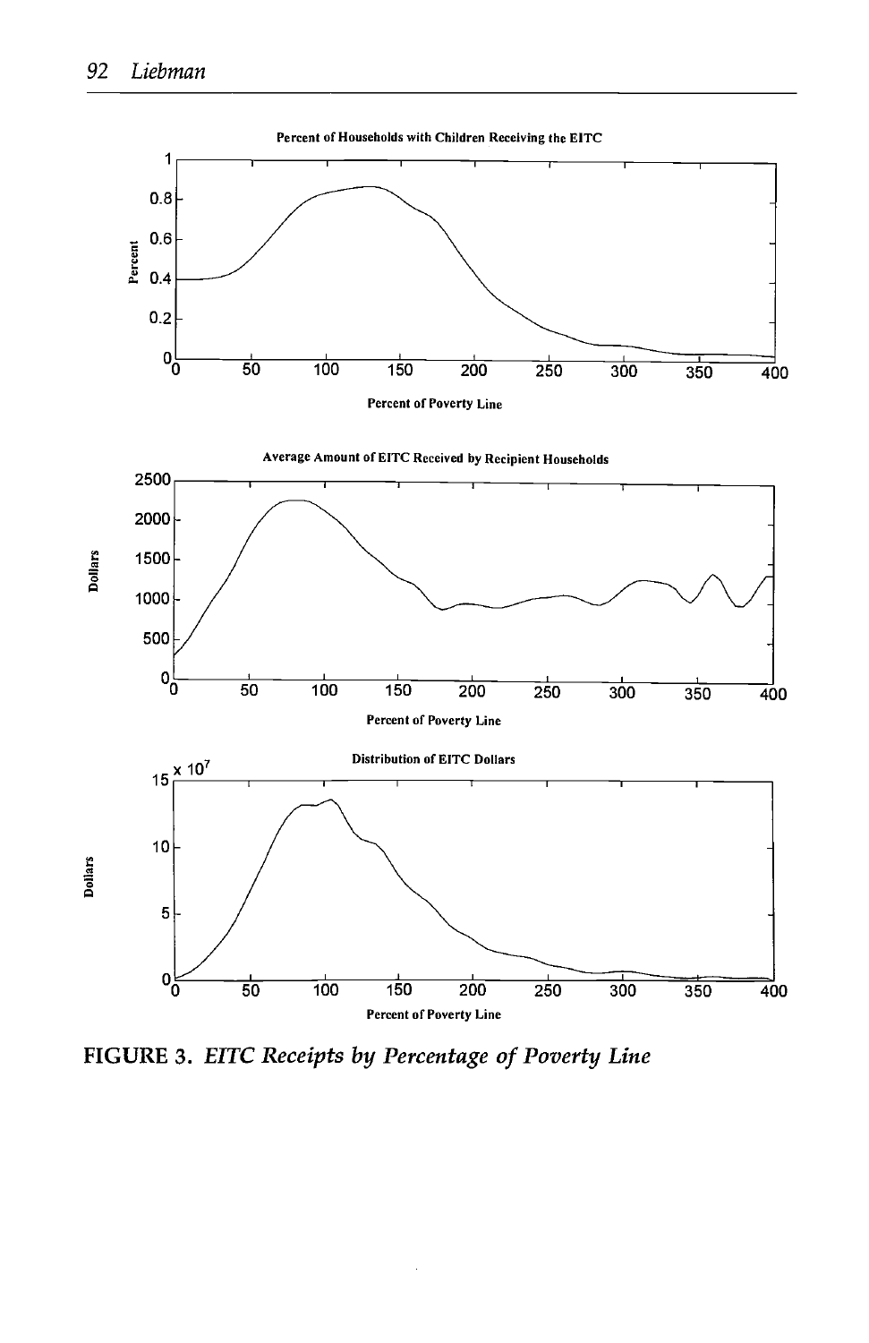FIGURE 3. *EITC Receipts by Percentage of Poverty Line*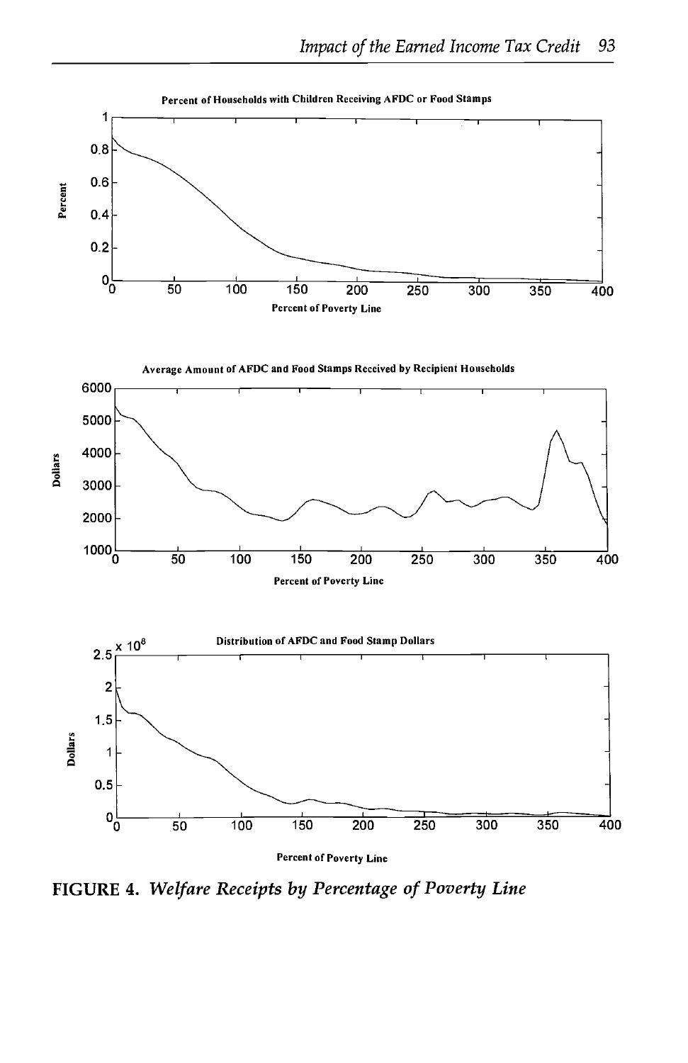Percent of Households with Children Receiving AFDC or Food Stamps

Average Amount of AFDC and Food Stamps Received by Recipient Households

Distribution of AFDC and Food Stamp Dollars

**FIGURE 4.** *Welfare Receipts by Percentage of Poverty Line*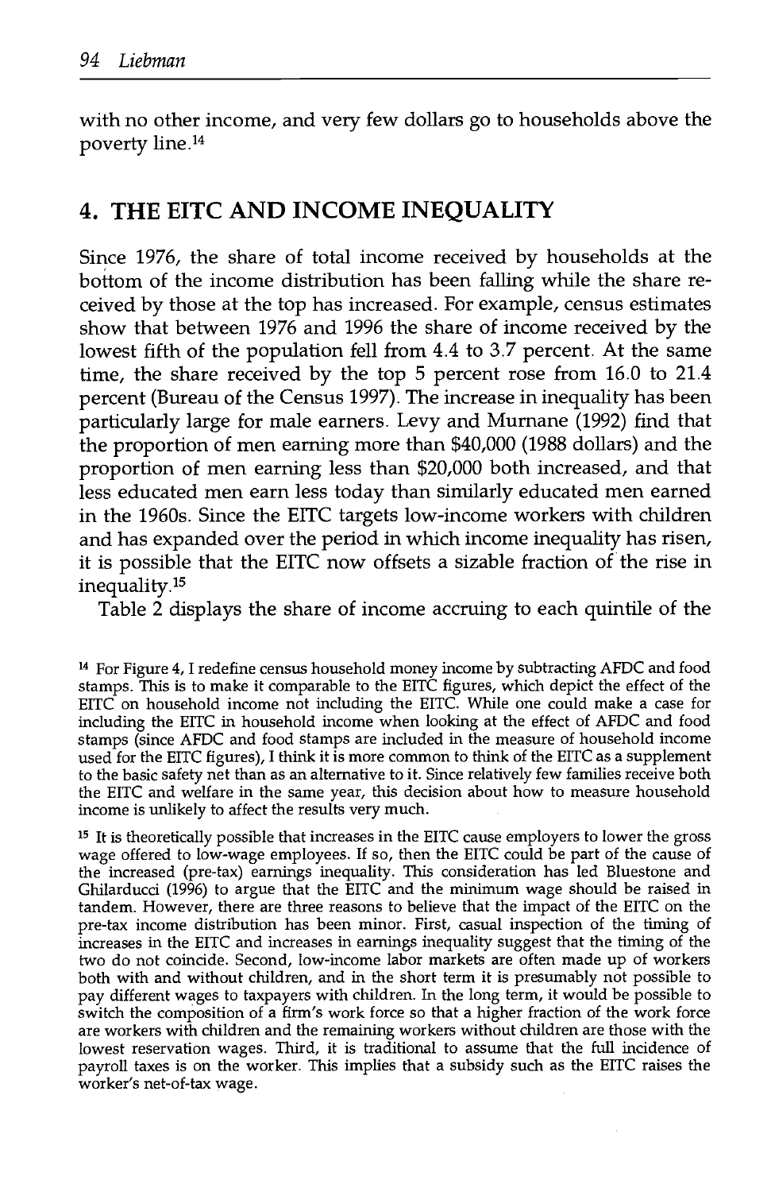with no other income, and very few dollars go to households above the poverty line.[14]

## 4. THE EITC AND INCOME INEQUALITY

Since 1976, the share of total income received by households at the bottom of the income distribution has been falling while the share received by those at the top has increased. For example, census estimates show that between 1976 and 1996 the share of income received by the lowest fifth of the population fell from 4.4 to 3.7 percent. At the same time, the share received by the top 5 percent rose from 16.0 to 21.4 percent (Bureau of the Census 1997). The increase in inequality has been particularly large for male earners. Levy and Murnane (1992) find that the proportion of men earning more than $40,000 (1988 dollars) and the proportion of men earning less than $20,000 both increased, and that less educated men earn less today than similarly educated men earned in the 1960s. Since the EITC targets low-income workers with children and has expanded over the period in which income inequality has risen, it is possible that the EITC now offsets a sizable fraction of the rise in inequality.[15]

Table 2 displays the share of income accruing to each quintile of the

[14] For Figure 4, I redefine census household money income by subtracting AFDC and food stamps. This is to make it comparable to the EITC figures, which depict the effect of the EITC on household income not including the EITC. While one could make a case for including the EITC in household income when looking at the effect of AFDC and food stamps (since AFDC and food stamps are included in the measure of household income used for the EITC figures), I think it is more common to think of the EITC as a supplement to the basic safety net than as an alternative to it. Since relatively few families receive both the EITC and welfare in the same year, this decision about how to measure household income is unlikely to affect the results very much.

[15] It is theoretically possible that increases in the EITC cause employers to lower the gross wage offered to low-wage employees. If so, then the EITC could be part of the cause of the increased (pre-tax) earnings inequality. This consideration has led Bluestone and Ghilarducci (1996) to argue that the EITC and the minimum wage should be raised in tandem. However, there are three reasons to believe that the impact of the EITC on the pre-tax income distribution has been minor. First, casual inspection of the timing of increases in the EITC and increases in earnings inequality suggest that the timing of the two do not coincide. Second, low-income labor markets are often made up of workers both with and without children, and in the short term it is presumably not possible to pay different wages to taxpayers with children. In the long term, it would be possible to switch the composition of a firm's work force so that a higher fraction of the work force are workers with children and the remaining workers without children are those with the lowest reservation wages. Third, it is traditional to assume that the full incidence of payroll taxes is on the worker. This implies that a subsidy such as the EITC raises the worker's net-of-tax wage.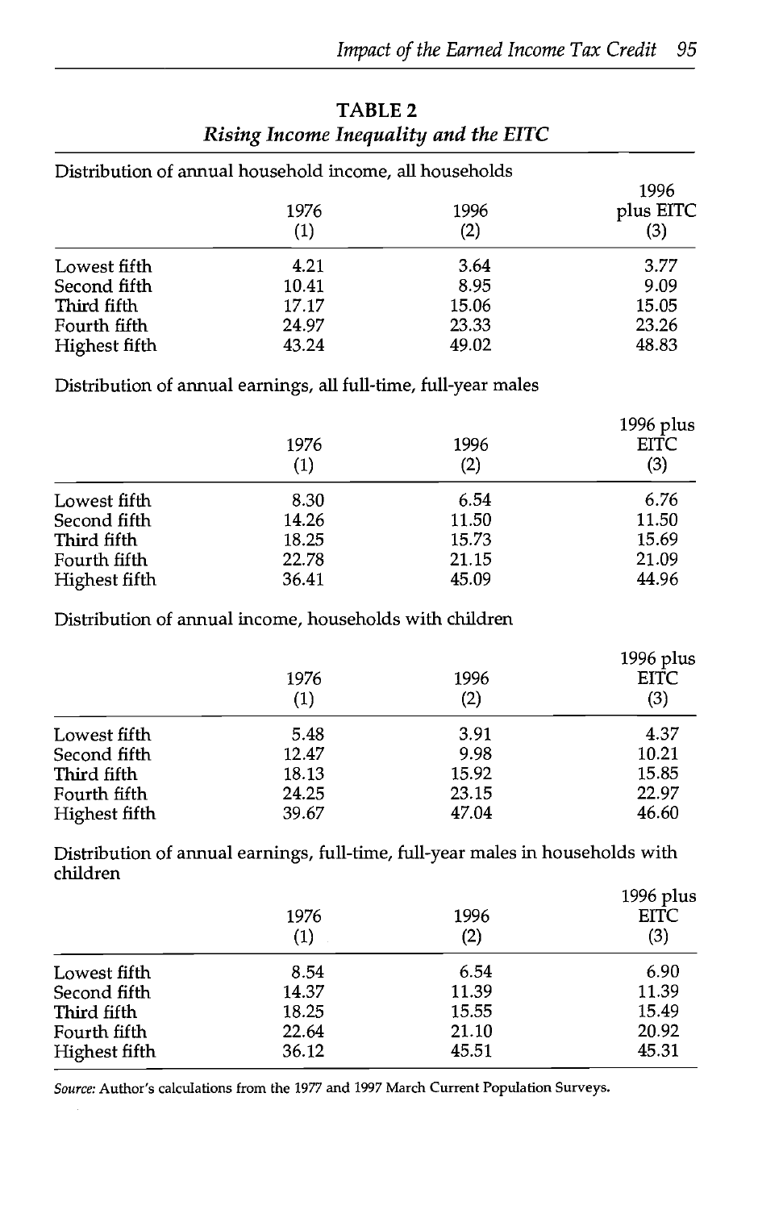**TABLE 2**

*Rising Income Inequality and the EITC*

Distribution of annual household income, all households

| | 1976 (1) | 1996 (2) | 1996 plus EITC (3) |
|---|---|---|---|
| Lowest fifth | 4.21 | 3.64 | 3.77 |
| Second fifth | 10.41 | 8.95 | 9.09 |
| Third fifth | 17.17 | 15.06 | 15.05 |
| Fourth fifth | 24.97 | 23.33 | 23.26 |
| Highest fifth | 43.24 | 49.02 | 48.83 |

Distribution of annual earnings, all full-time, full-year males

| | 1976 (1) | 1996 (2) | 1996 plus EITC (3) |
|---|---|---|---|
| Lowest fifth | 8.30 | 6.54 | 6.76 |
| Second fifth | 14.26 | 11.50 | 11.50 |
| Third fifth | 18.25 | 15.73 | 15.69 |
| Fourth fifth | 22.78 | 21.15 | 21.09 |
| Highest fifth | 36.41 | 45.09 | 44.96 |

Distribution of annual income, households with children

| | 1976 (1) | 1996 (2) | 1996 plus EITC (3) |
|---|---|---|---|
| Lowest fifth | 5.48 | 3.91 | 4.37 |
| Second fifth | 12.47 | 9.98 | 10.21 |
| Third fifth | 18.13 | 15.92 | 15.85 |
| Fourth fifth | 24.25 | 23.15 | 22.97 |
| Highest fifth | 39.67 | 47.04 | 46.60 |

Distribution of annual earnings, full-time, full-year males in households with children

| | 1976 (1) | 1996 (2) | 1996 plus EITC (3) |
|---|---|---|---|
| Lowest fifth | 8.54 | 6.54 | 6.90 |
| Second fifth | 14.37 | 11.39 | 11.39 |
| Third fifth | 18.25 | 15.55 | 15.49 |
| Fourth fifth | 22.64 | 21.10 | 20.92 |
| Highest fifth | 36.12 | 45.51 | 45.31 |

*Source:* Author's calculations from the 1977 and 1997 March Current Population Surveys.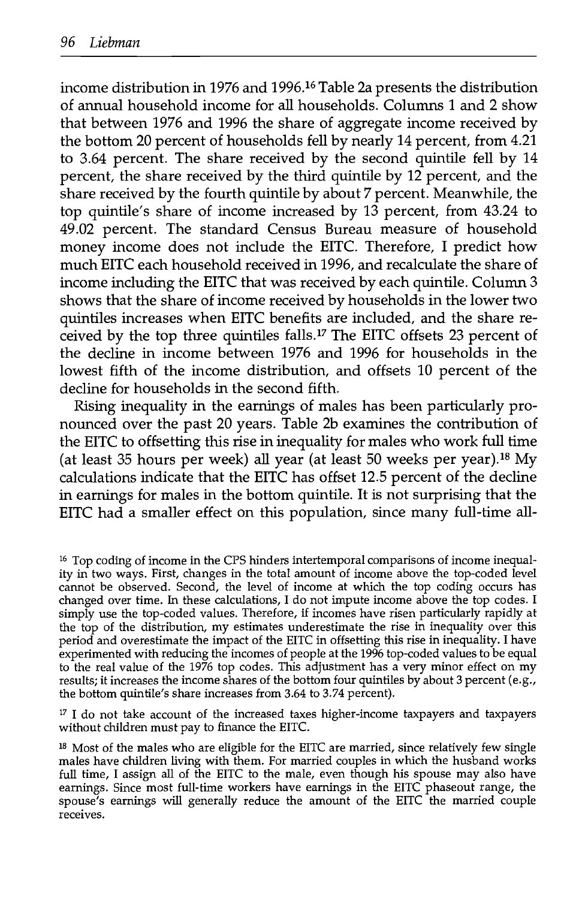income distribution in 1976 and 1996.[16] Table 2a presents the distribution of annual household income for all households. Columns 1 and 2 show that between 1976 and 1996 the share of aggregate income received by the bottom 20 percent of households fell by nearly 14 percent, from 4.21 to 3.64 percent. The share received by the second quintile fell by 14 percent, the share received by the third quintile by 12 percent, and the share received by the fourth quintile by about 7 percent. Meanwhile, the top quintile's share of income increased by 13 percent, from 43.24 to 49.02 percent. The standard Census Bureau measure of household money income does not include the EITC. Therefore, I predict how much EITC each household received in 1996, and recalculate the share of income including the EITC that was received by each quintile. Column 3 shows that the share of income received by households in the lower two quintiles increases when EITC benefits are included, and the share received by the top three quintiles falls.[17] The EITC offsets 23 percent of the decline in income between 1976 and 1996 for households in the lowest fifth of the income distribution, and offsets 10 percent of the decline for households in the second fifth.

Rising inequality in the earnings of males has been particularly pronounced over the past 20 years. Table 2b examines the contribution of the EITC to offsetting this rise in inequality for males who work full time (at least 35 hours per week) all year (at least 50 weeks per year).[18] My calculations indicate that the EITC has offset 12.5 percent of the decline in earnings for males in the bottom quintile. It is not surprising that the EITC had a smaller effect on this population, since many full-time all-

[16] Top coding of income in the CPS hinders intertemporal comparisons of income inequality in two ways. First, changes in the total amount of income above the top-coded level cannot be observed. Second, the level of income at which the top coding occurs has changed over time. In these calculations, I do not impute income above the top codes. I simply use the top-coded values. Therefore, if incomes have risen particularly rapidly at the top of the distribution, my estimates underestimate the rise in inequality over this period and overestimate the impact of the EITC in offsetting this rise in inequality. I have experimented with reducing the incomes of people at the 1996 top-coded values to be equal to the real value of the 1976 top codes. This adjustment has a very minor effect on my results; it increases the income shares of the bottom four quintiles by about 3 percent (e.g., the bottom quintile's share increases from 3.64 to 3.74 percent).

[17] I do not take account of the increased taxes higher-income taxpayers and taxpayers without children must pay to finance the EITC.

[18] Most of the males who are eligible for the EITC are married, since relatively few single males have children living with them. For married couples in which the husband works full time, I assign all of the EITC to the male, even though his spouse may also have earnings. Since most full-time workers have earnings in the EITC phaseout range, the spouse's earnings will generally reduce the amount of the EITC the married couple receives.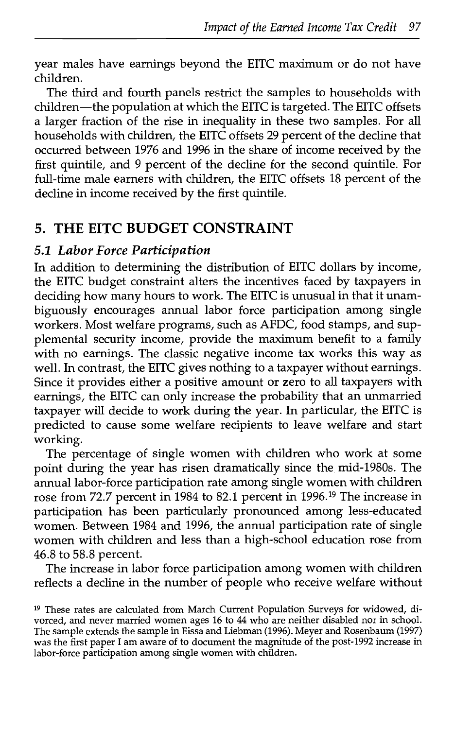year males have earnings beyond the EITC maximum or do not have children.

The third and fourth panels restrict the samples to households with children—the population at which the EITC is targeted. The EITC offsets a larger fraction of the rise in inequality in these two samples. For all households with children, the EITC offsets 29 percent of the decline that occurred between 1976 and 1996 in the share of income received by the first quintile, and 9 percent of the decline for the second quintile. For full-time male earners with children, the EITC offsets 18 percent of the decline in income received by the first quintile.

## 5. THE EITC BUDGET CONSTRAINT

### *5.1 Labor Force Participation*

In addition to determining the distribution of EITC dollars by income, the EITC budget constraint alters the incentives faced by taxpayers in deciding how many hours to work. The EITC is unusual in that it unambiguously encourages annual labor force participation among single workers. Most welfare programs, such as AFDC, food stamps, and supplemental security income, provide the maximum benefit to a family with no earnings. The classic negative income tax works this way as well. In contrast, the EITC gives nothing to a taxpayer without earnings. Since it provides either a positive amount or zero to all taxpayers with earnings, the EITC can only increase the probability that an unmarried taxpayer will decide to work during the year. In particular, the EITC is predicted to cause some welfare recipients to leave welfare and start working.

The percentage of single women with children who work at some point during the year has risen dramatically since the mid-1980s. The annual labor-force participation rate among single women with children rose from 72.7 percent in 1984 to 82.1 percent in 1996.[19] The increase in participation has been particularly pronounced among less-educated women. Between 1984 and 1996, the annual participation rate of single women with children and less than a high-school education rose from 46.8 to 58.8 percent.

The increase in labor force participation among women with children reflects a decline in the number of people who receive welfare without

[19] These rates are calculated from March Current Population Surveys for widowed, divorced, and never married women ages 16 to 44 who are neither disabled nor in school. The sample extends the sample in Eissa and Liebman (1996). Meyer and Rosenbaum (1997) was the first paper I am aware of to document the magnitude of the post-1992 increase in labor-force participation among single women with children.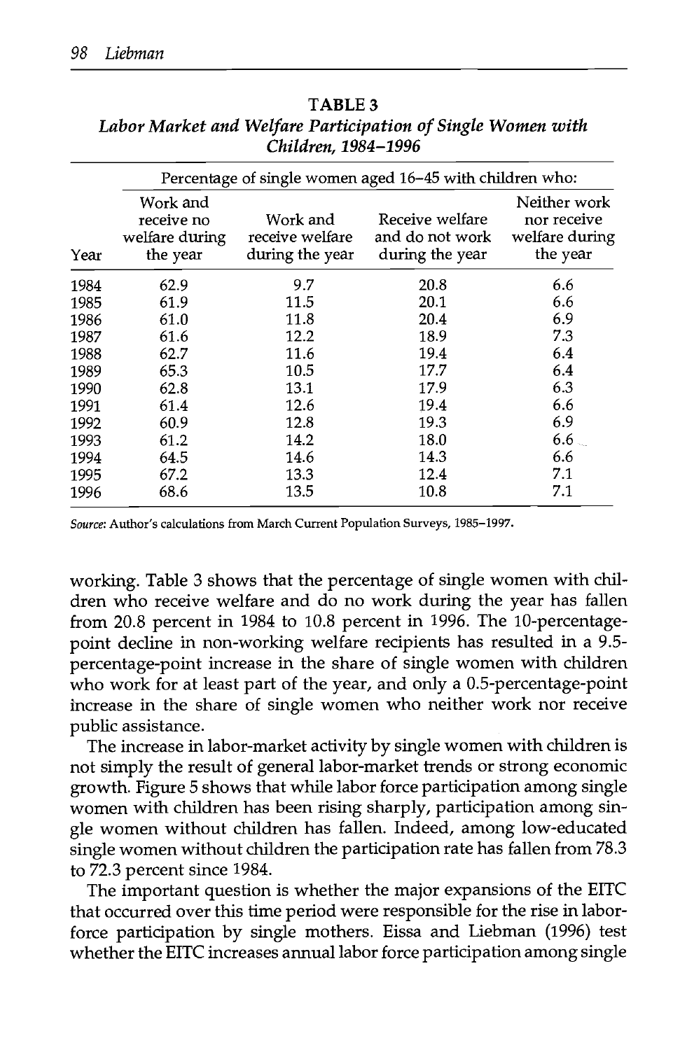**TABLE 3**
***Labor Market and Welfare Participation of Single Women with Children, 1984–1996***

| | Percentage of single women aged 16–45 with children who: | | | |
|---|---|---|---|---|
| Year | Work and receive no welfare during the year | Work and receive welfare during the year | Receive welfare and do not work during the year | Neither work nor receive welfare during the year |
| 1984 | 62.9 | 9.7 | 20.8 | 6.6 |
| 1985 | 61.9 | 11.5 | 20.1 | 6.6 |
| 1986 | 61.0 | 11.8 | 20.4 | 6.9 |
| 1987 | 61.6 | 12.2 | 18.9 | 7.3 |
| 1988 | 62.7 | 11.6 | 19.4 | 6.4 |
| 1989 | 65.3 | 10.5 | 17.7 | 6.4 |
| 1990 | 62.8 | 13.1 | 17.9 | 6.3 |
| 1991 | 61.4 | 12.6 | 19.4 | 6.6 |
| 1992 | 60.9 | 12.8 | 19.3 | 6.9 |
| 1993 | 61.2 | 14.2 | 18.0 | 6.6 |
| 1994 | 64.5 | 14.6 | 14.3 | 6.6 |
| 1995 | 67.2 | 13.3 | 12.4 | 7.1 |
| 1996 | 68.6 | 13.5 | 10.8 | 7.1 |

*Source:* Author's calculations from March Current Population Surveys, 1985–1997.

working. Table 3 shows that the percentage of single women with children who receive welfare and do no work during the year has fallen from 20.8 percent in 1984 to 10.8 percent in 1996. The 10-percentage-point decline in non-working welfare recipients has resulted in a 9.5-percentage-point increase in the share of single women with children who work for at least part of the year, and only a 0.5-percentage-point increase in the share of single women who neither work nor receive public assistance.

The increase in labor-market activity by single women with children is not simply the result of general labor-market trends or strong economic growth. Figure 5 shows that while labor force participation among single women with children has been rising sharply, participation among single women without children has fallen. Indeed, among low-educated single women without children the participation rate has fallen from 78.3 to 72.3 percent since 1984.

The important question is whether the major expansions of the EITC that occurred over this time period were responsible for the rise in labor-force participation by single mothers. Eissa and Liebman (1996) test whether the EITC increases annual labor force participation among single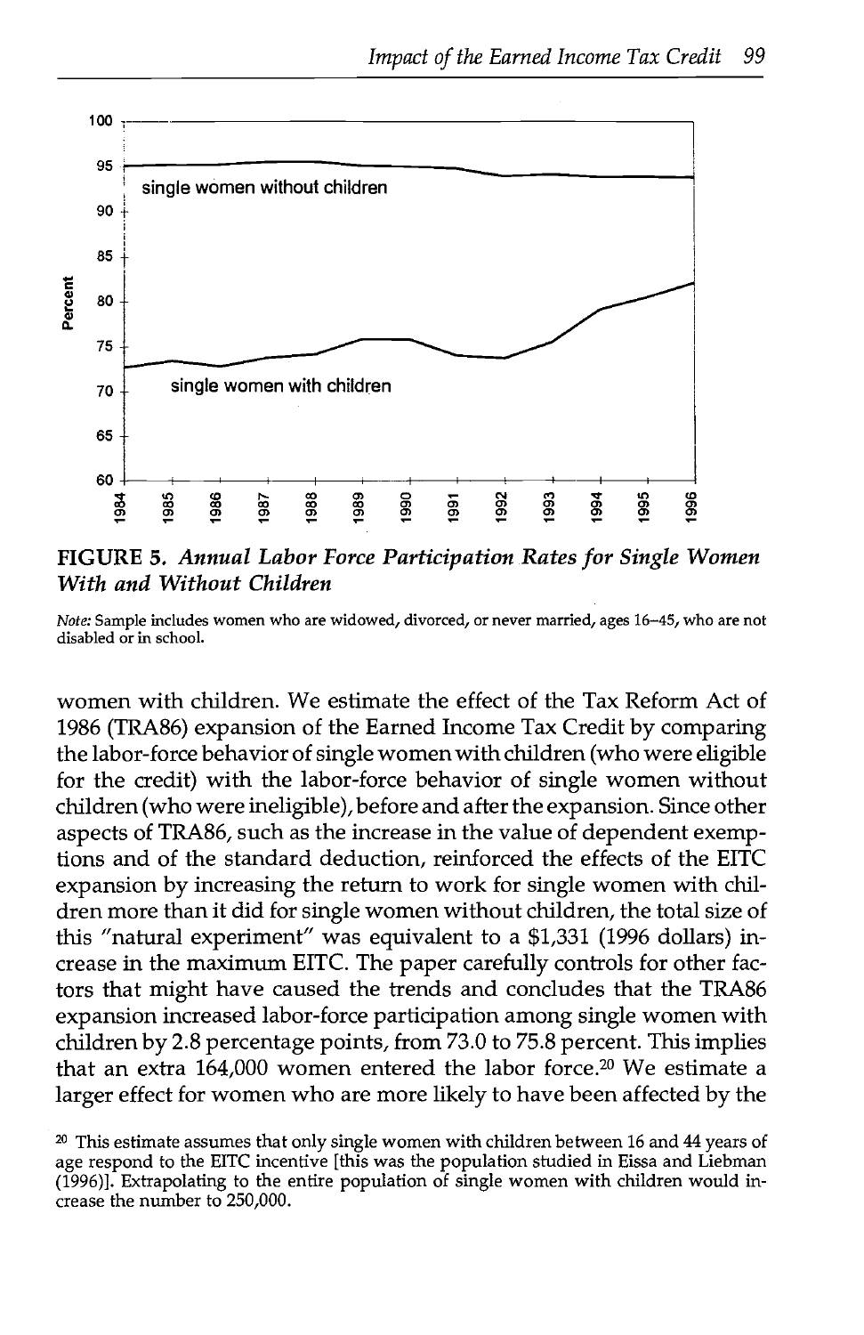FIGURE 5. *Annual Labor Force Participation Rates for Single Women With and Without Children*

*Note:* Sample includes women who are widowed, divorced, or never married, ages 16–45, who are not disabled or in school.

women with children. We estimate the effect of the Tax Reform Act of 1986 (TRA86) expansion of the Earned Income Tax Credit by comparing the labor-force behavior of single women with children (who were eligible for the credit) with the labor-force behavior of single women without children (who were ineligible), before and after the expansion. Since other aspects of TRA86, such as the increase in the value of dependent exemptions and of the standard deduction, reinforced the effects of the EITC expansion by increasing the return to work for single women with children more than it did for single women without children, the total size of this "natural experiment" was equivalent to a $1,331 (1996 dollars) increase in the maximum EITC. The paper carefully controls for other factors that might have caused the trends and concludes that the TRA86 expansion increased labor-force participation among single women with children by 2.8 percentage points, from 73.0 to 75.8 percent. This implies that an extra 164,000 women entered the labor force.[20] We estimate a larger effect for women who are more likely to have been affected by the

[20] This estimate assumes that only single women with children between 16 and 44 years of age respond to the EITC incentive [this was the population studied in Eissa and Liebman (1996)]. Extrapolating to the entire population of single women with children would increase the number to 250,000.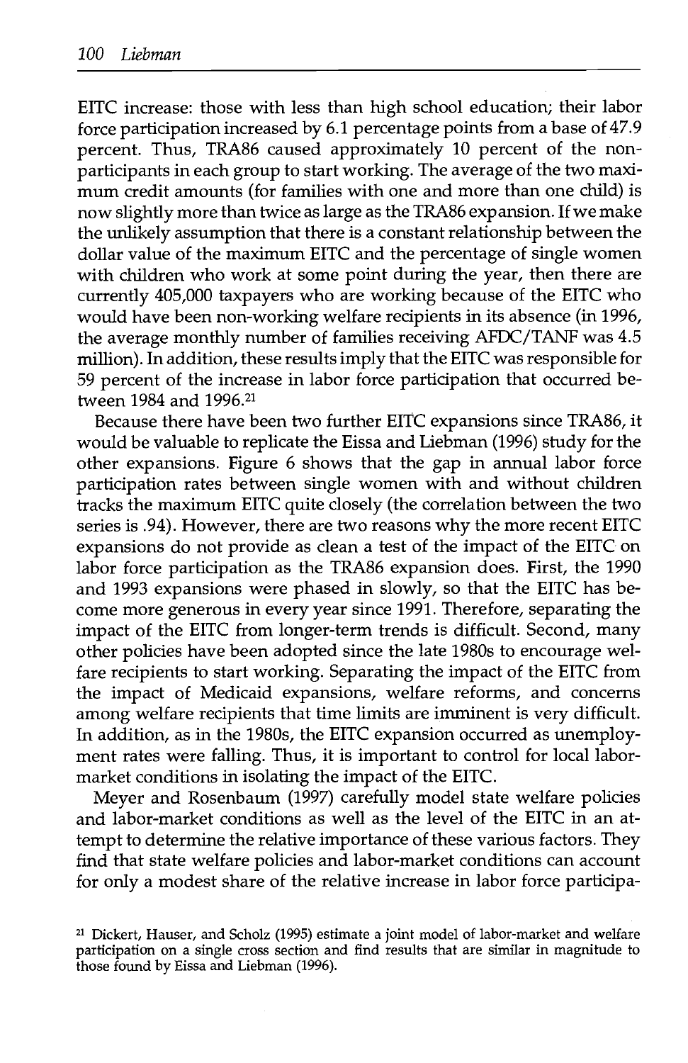EITC increase: those with less than high school education; their labor force participation increased by 6.1 percentage points from a base of 47.9 percent. Thus, TRA86 caused approximately 10 percent of the non-participants in each group to start working. The average of the two maximum credit amounts (for families with one and more than one child) is now slightly more than twice as large as the TRA86 expansion. If we make the unlikely assumption that there is a constant relationship between the dollar value of the maximum EITC and the percentage of single women with children who work at some point during the year, then there are currently 405,000 taxpayers who are working because of the EITC who would have been non-working welfare recipients in its absence (in 1996, the average monthly number of families receiving AFDC/TANF was 4.5 million). In addition, these results imply that the EITC was responsible for 59 percent of the increase in labor force participation that occurred between 1984 and 1996.[21]

Because there have been two further EITC expansions since TRA86, it would be valuable to replicate the Eissa and Liebman (1996) study for the other expansions. Figure 6 shows that the gap in annual labor force participation rates between single women with and without children tracks the maximum EITC quite closely (the correlation between the two series is .94). However, there are two reasons why the more recent EITC expansions do not provide as clean a test of the impact of the EITC on labor force participation as the TRA86 expansion does. First, the 1990 and 1993 expansions were phased in slowly, so that the EITC has become more generous in every year since 1991. Therefore, separating the impact of the EITC from longer-term trends is difficult. Second, many other policies have been adopted since the late 1980s to encourage welfare recipients to start working. Separating the impact of the EITC from the impact of Medicaid expansions, welfare reforms, and concerns among welfare recipients that time limits are imminent is very difficult. In addition, as in the 1980s, the EITC expansion occurred as unemployment rates were falling. Thus, it is important to control for local labor-market conditions in isolating the impact of the EITC.

Meyer and Rosenbaum (1997) carefully model state welfare policies and labor-market conditions as well as the level of the EITC in an attempt to determine the relative importance of these various factors. They find that state welfare policies and labor-market conditions can account for only a modest share of the relative increase in labor force participa-

[21] Dickert, Hauser, and Scholz (1995) estimate a joint model of labor-market and welfare participation on a single cross section and find results that are similar in magnitude to those found by Eissa and Liebman (1996).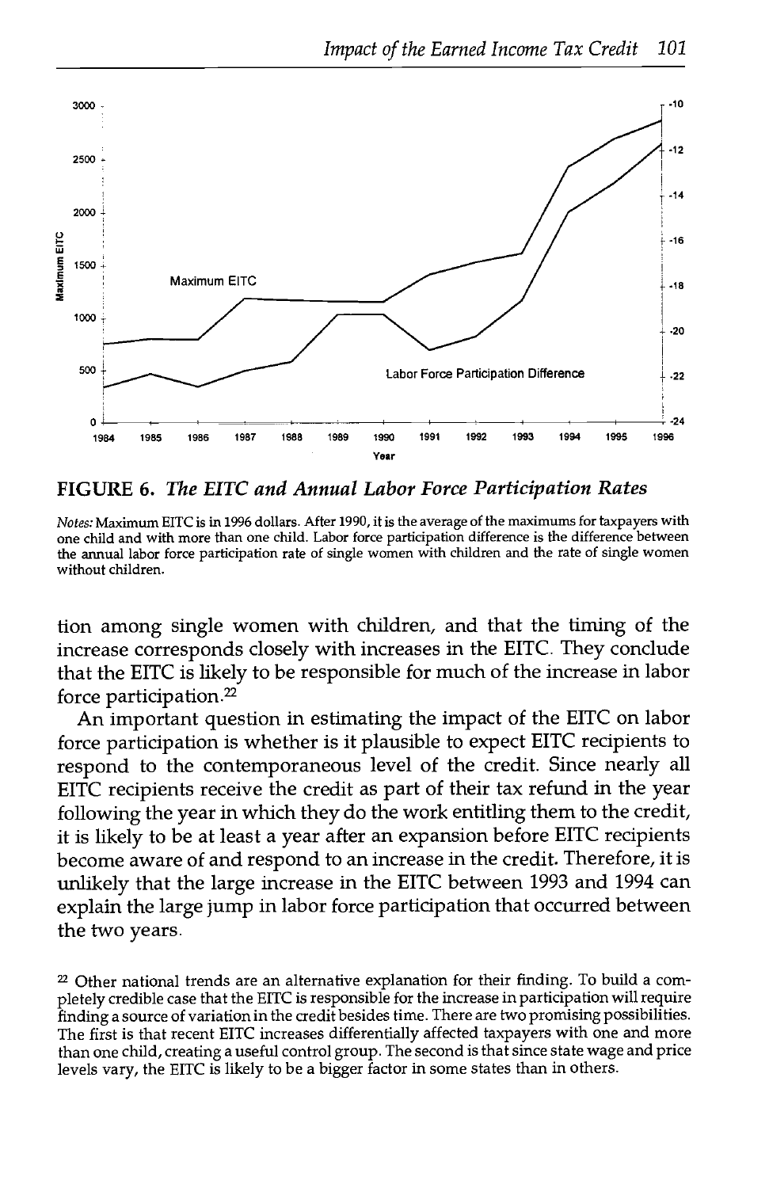**FIGURE 6.** ***The EITC and Annual Labor Force Participation Rates***

*Notes:* Maximum EITC is in 1996 dollars. After 1990, it is the average of the maximums for taxpayers with one child and with more than one child. Labor force participation difference is the difference between the annual labor force participation rate of single women with children and the rate of single women without children.

tion among single women with children, and that the timing of the increase corresponds closely with increases in the EITC. They conclude that the EITC is likely to be responsible for much of the increase in labor force participation.[22]

An important question in estimating the impact of the EITC on labor force participation is whether is it plausible to expect EITC recipients to respond to the contemporaneous level of the credit. Since nearly all EITC recipients receive the credit as part of their tax refund in the year following the year in which they do the work entitling them to the credit, it is likely to be at least a year after an expansion before EITC recipients become aware of and respond to an increase in the credit. Therefore, it is unlikely that the large increase in the EITC between 1993 and 1994 can explain the large jump in labor force participation that occurred between the two years.

[22] Other national trends are an alternative explanation for their finding. To build a completely credible case that the EITC is responsible for the increase in participation will require finding a source of variation in the credit besides time. There are two promising possibilities. The first is that recent EITC increases differentially affected taxpayers with one and more than one child, creating a useful control group. The second is that since state wage and price levels vary, the EITC is likely to be a bigger factor in some states than in others.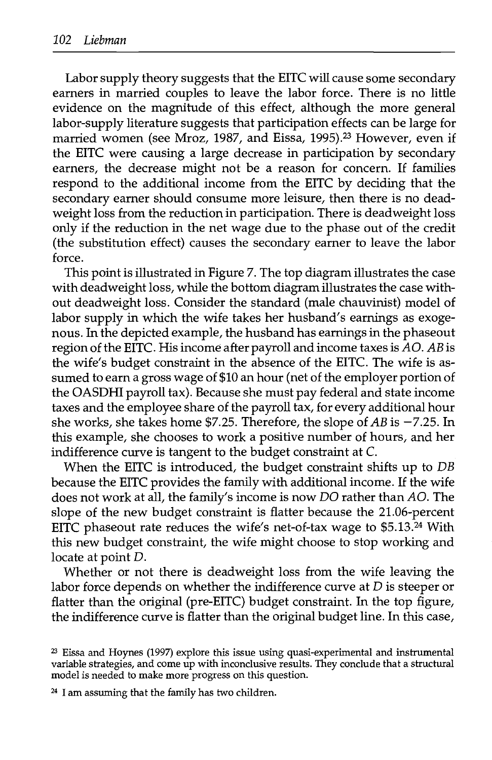Labor supply theory suggests that the EITC will cause some secondary earners in married couples to leave the labor force. There is no little evidence on the magnitude of this effect, although the more general labor-supply literature suggests that participation effects can be large for married women (see Mroz, 1987, and Eissa, 1995).[23] However, even if the EITC were causing a large decrease in participation by secondary earners, the decrease might not be a reason for concern. If families respond to the additional income from the EITC by deciding that the secondary earner should consume more leisure, then there is no deadweight loss from the reduction in participation. There is deadweight loss only if the reduction in the net wage due to the phase out of the credit (the substitution effect) causes the secondary earner to leave the labor force.

This point is illustrated in Figure 7. The top diagram illustrates the case with deadweight loss, while the bottom diagram illustrates the case without deadweight loss. Consider the standard (male chauvinist) model of labor supply in which the wife takes her husband's earnings as exogenous. In the depicted example, the husband has earnings in the phaseout region of the EITC. His income after payroll and income taxes is *AO*. *AB* is the wife's budget constraint in the absence of the EITC. The wife is assumed to earn a gross wage of $10 an hour (net of the employer portion of the OASDHI payroll tax). Because she must pay federal and state income taxes and the employee share of the payroll tax, for every additional hour she works, she takes home $7.25. Therefore, the slope of *AB* is −7.25. In this example, she chooses to work a positive number of hours, and her indifference curve is tangent to the budget constraint at *C*.

When the EITC is introduced, the budget constraint shifts up to *DB* because the EITC provides the family with additional income. If the wife does not work at all, the family's income is now *DO* rather than *AO*. The slope of the new budget constraint is flatter because the 21.06-percent EITC phaseout rate reduces the wife's net-of-tax wage to $5.13.[24] With this new budget constraint, the wife might choose to stop working and locate at point *D*.

Whether or not there is deadweight loss from the wife leaving the labor force depends on whether the indifference curve at *D* is steeper or flatter than the original (pre-EITC) budget constraint. In the top figure, the indifference curve is flatter than the original budget line. In this case,

[23] Eissa and Hoynes (1997) explore this issue using quasi-experimental and instrumental variable strategies, and come up with inconclusive results. They conclude that a structural model is needed to make more progress on this question.

[24] I am assuming that the family has two children.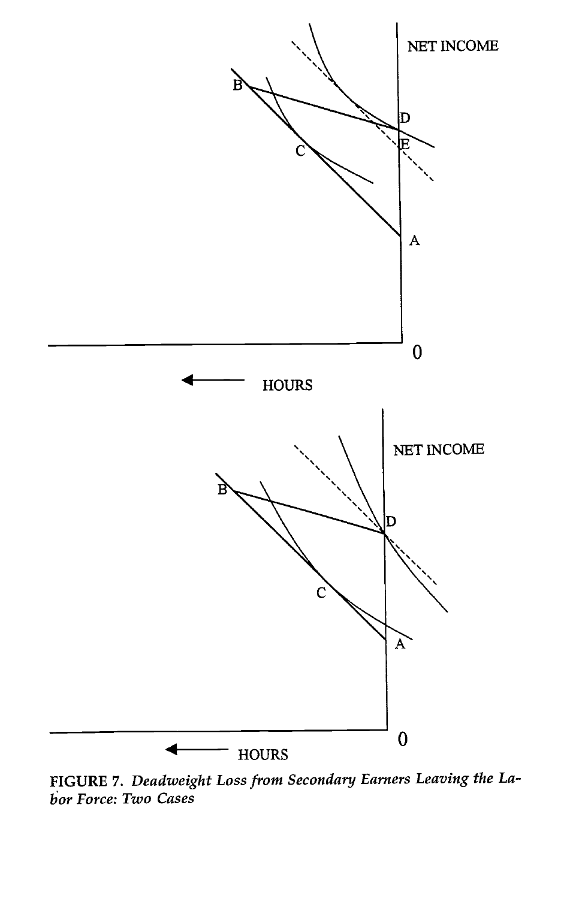**FIGURE 7.** *Deadweight Loss from Secondary Earners Leaving the Labor Force: Two Cases*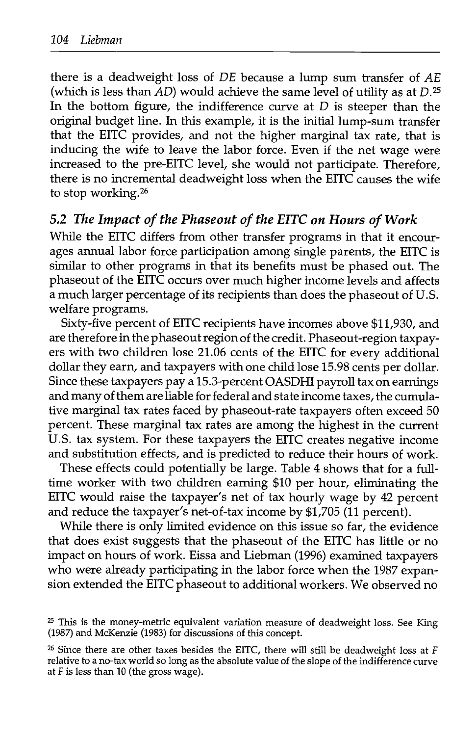there is a deadweight loss of *DE* because a lump sum transfer of *AE* (which is less than *AD*) would achieve the same level of utility as at *D*.[25] In the bottom figure, the indifference curve at *D* is steeper than the original budget line. In this example, it is the initial lump-sum transfer that the EITC provides, and not the higher marginal tax rate, that is inducing the wife to leave the labor force. Even if the net wage were increased to the pre-EITC level, she would not participate. Therefore, there is no incremental deadweight loss when the EITC causes the wife to stop working.[26]

### 5.2 The Impact of the Phaseout of the EITC on Hours of Work

While the EITC differs from other transfer programs in that it encourages annual labor force participation among single parents, the EITC is similar to other programs in that its benefits must be phased out. The phaseout of the EITC occurs over much higher income levels and affects a much larger percentage of its recipients than does the phaseout of U.S. welfare programs.

Sixty-five percent of EITC recipients have incomes above $11,930, and are therefore in the phaseout region of the credit. Phaseout-region taxpayers with two children lose 21.06 cents of the EITC for every additional dollar they earn, and taxpayers with one child lose 15.98 cents per dollar. Since these taxpayers pay a 15.3-percent OASDHI payroll tax on earnings and many of them are liable for federal and state income taxes, the cumulative marginal tax rates faced by phaseout-rate taxpayers often exceed 50 percent. These marginal tax rates are among the highest in the current U.S. tax system. For these taxpayers the EITC creates negative income and substitution effects, and is predicted to reduce their hours of work.

These effects could potentially be large. Table 4 shows that for a full-time worker with two children earning $10 per hour, eliminating the EITC would raise the taxpayer's net of tax hourly wage by 42 percent and reduce the taxpayer's net-of-tax income by $1,705 (11 percent).

While there is only limited evidence on this issue so far, the evidence that does exist suggests that the phaseout of the EITC has little or no impact on hours of work. Eissa and Liebman (1996) examined taxpayers who were already participating in the labor force when the 1987 expansion extended the EITC phaseout to additional workers. We observed no

[25] This is the money-metric equivalent variation measure of deadweight loss. See King (1987) and McKenzie (1983) for discussions of this concept.

[26] Since there are other taxes besides the EITC, there will still be deadweight loss at *F* relative to a no-tax world so long as the absolute value of the slope of the indifference curve at *F* is less than 10 (the gross wage).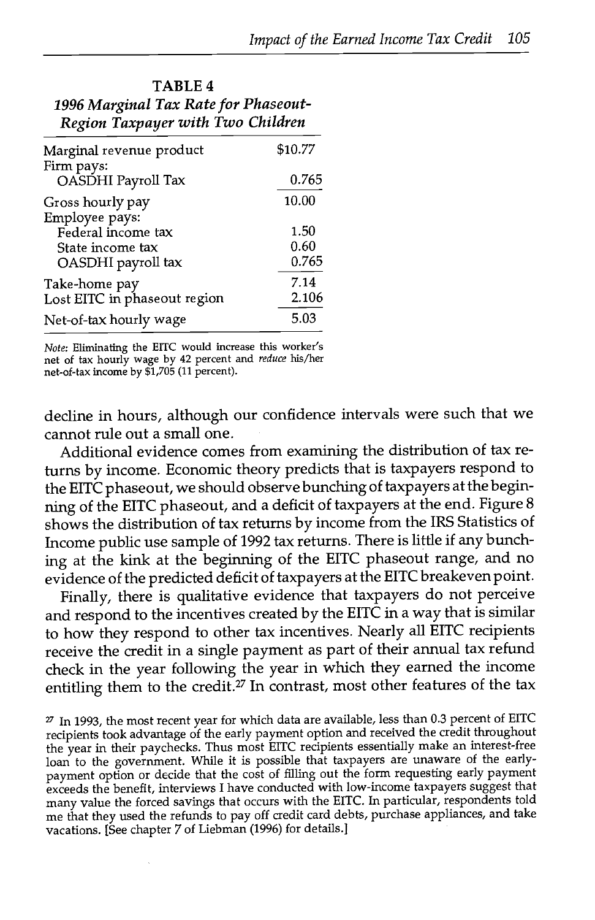**TABLE 4**
*1996 Marginal Tax Rate for Phaseout-Region Taxpayer with Two Children*

| | |
|---|---|
| Marginal revenue product | \$10.77 |
| Firm pays: | |
| OASDHI Payroll Tax | 0.765 |
| Gross hourly pay | 10.00 |
| Employee pays: | |
| Federal income tax | 1.50 |
| State income tax | 0.60 |
| OASDHI payroll tax | 0.765 |
| Take-home pay | 7.14 |
| Lost EITC in phaseout region | 2.106 |
| Net-of-tax hourly wage | 5.03 |

*Note:* Eliminating the EITC would increase this worker's net of tax hourly wage by 42 percent and *reduce* his/her net-of-tax income by \$1,705 (11 percent).

decline in hours, although our confidence intervals were such that we cannot rule out a small one.

Additional evidence comes from examining the distribution of tax returns by income. Economic theory predicts that is taxpayers respond to the EITC phaseout, we should observe bunching of taxpayers at the beginning of the EITC phaseout, and a deficit of taxpayers at the end. Figure 8 shows the distribution of tax returns by income from the IRS Statistics of Income public use sample of 1992 tax returns. There is little if any bunching at the kink at the beginning of the EITC phaseout range, and no evidence of the predicted deficit of taxpayers at the EITC breakeven point.

Finally, there is qualitative evidence that taxpayers do not perceive and respond to the incentives created by the EITC in a way that is similar to how they respond to other tax incentives. Nearly all EITC recipients receive the credit in a single payment as part of their annual tax refund check in the year following the year in which they earned the income entitling them to the credit.[27] In contrast, most other features of the tax

[27] In 1993, the most recent year for which data are available, less than 0.3 percent of EITC recipients took advantage of the early payment option and received the credit throughout the year in their paychecks. Thus most EITC recipients essentially make an interest-free loan to the government. While it is possible that taxpayers are unaware of the early-payment option or decide that the cost of filling out the form requesting early payment exceeds the benefit, interviews I have conducted with low-income taxpayers suggest that many value the forced savings that occurs with the EITC. In particular, respondents told me that they used the refunds to pay off credit card debts, purchase appliances, and take vacations. [See chapter 7 of Liebman (1996) for details.]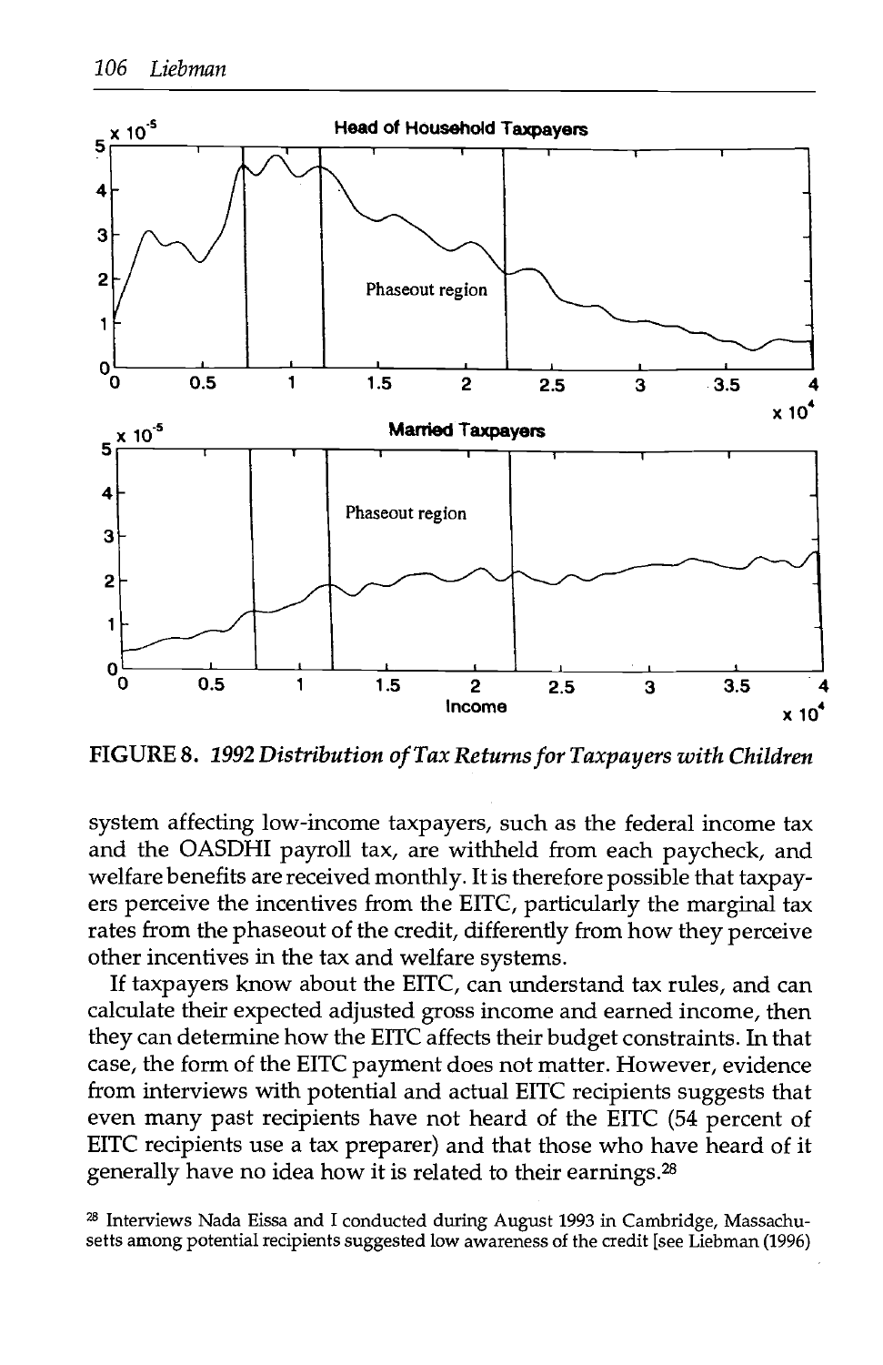FIGURE 8. *1992 Distribution of Tax Returns for Taxpayers with Children*

system affecting low-income taxpayers, such as the federal income tax and the OASDHI payroll tax, are withheld from each paycheck, and welfare benefits are received monthly. It is therefore possible that taxpayers perceive the incentives from the EITC, particularly the marginal tax rates from the phaseout of the credit, differently from how they perceive other incentives in the tax and welfare systems.

If taxpayers know about the EITC, can understand tax rules, and can calculate their expected adjusted gross income and earned income, then they can determine how the EITC affects their budget constraints. In that case, the form of the EITC payment does not matter. However, evidence from interviews with potential and actual EITC recipients suggests that even many past recipients have not heard of the EITC (54 percent of EITC recipients use a tax preparer) and that those who have heard of it generally have no idea how it is related to their earnings.[28]

[28] Interviews Nada Eissa and I conducted during August 1993 in Cambridge, Massachusetts among potential recipients suggested low awareness of the credit [see Liebman (1996)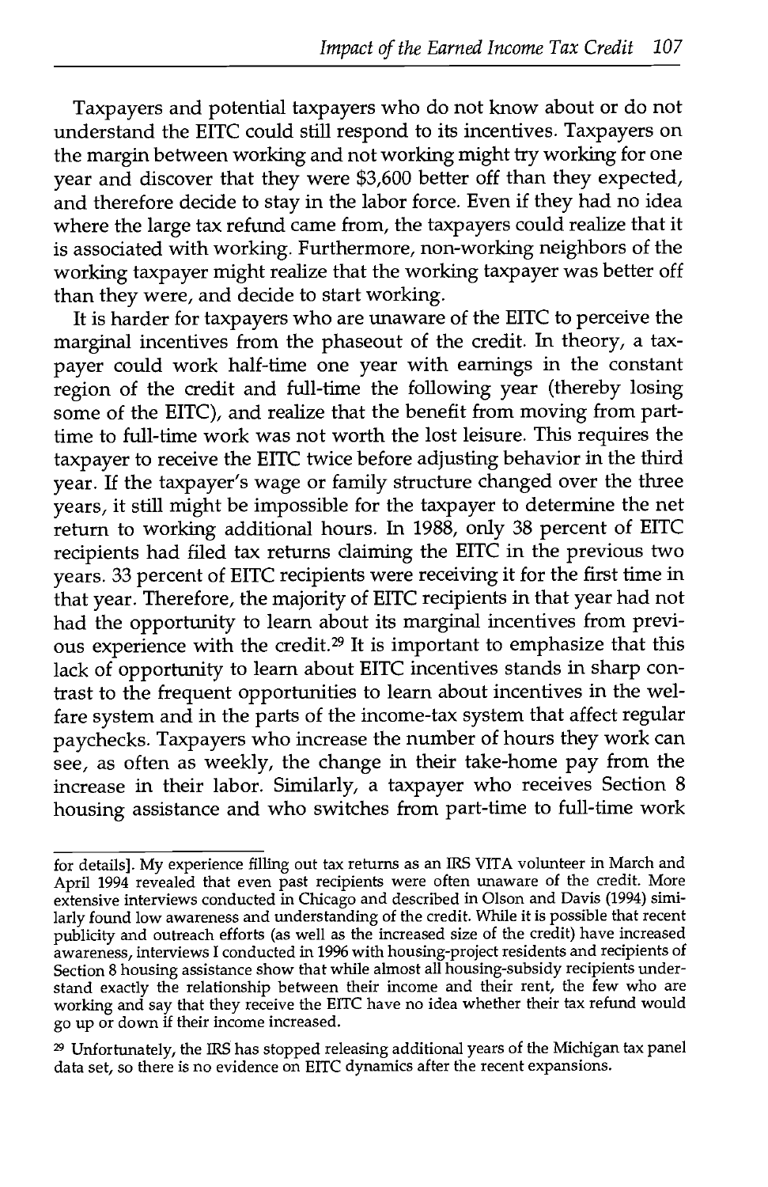Taxpayers and potential taxpayers who do not know about or do not understand the EITC could still respond to its incentives. Taxpayers on the margin between working and not working might try working for one year and discover that they were $3,600 better off than they expected, and therefore decide to stay in the labor force. Even if they had no idea where the large tax refund came from, the taxpayers could realize that it is associated with working. Furthermore, non-working neighbors of the working taxpayer might realize that the working taxpayer was better off than they were, and decide to start working.

It is harder for taxpayers who are unaware of the EITC to perceive the marginal incentives from the phaseout of the credit. In theory, a taxpayer could work half-time one year with earnings in the constant region of the credit and full-time the following year (thereby losing some of the EITC), and realize that the benefit from moving from part-time to full-time work was not worth the lost leisure. This requires the taxpayer to receive the EITC twice before adjusting behavior in the third year. If the taxpayer's wage or family structure changed over the three years, it still might be impossible for the taxpayer to determine the net return to working additional hours. In 1988, only 38 percent of EITC recipients had filed tax returns claiming the EITC in the previous two years. 33 percent of EITC recipients were receiving it for the first time in that year. Therefore, the majority of EITC recipients in that year had not had the opportunity to learn about its marginal incentives from previous experience with the credit.[29] It is important to emphasize that this lack of opportunity to learn about EITC incentives stands in sharp contrast to the frequent opportunities to learn about incentives in the welfare system and in the parts of the income-tax system that affect regular paychecks. Taxpayers who increase the number of hours they work can see, as often as weekly, the change in their take-home pay from the increase in their labor. Similarly, a taxpayer who receives Section 8 housing assistance and who switches from part-time to full-time work

---

for details]. My experience filling out tax returns as an IRS VITA volunteer in March and April 1994 revealed that even past recipients were often unaware of the credit. More extensive interviews conducted in Chicago and described in Olson and Davis (1994) similarly found low awareness and understanding of the credit. While it is possible that recent publicity and outreach efforts (as well as the increased size of the credit) have increased awareness, interviews I conducted in 1996 with housing-project residents and recipients of Section 8 housing assistance show that while almost all housing-subsidy recipients understand exactly the relationship between their income and their rent, the few who are working and say that they receive the EITC have no idea whether their tax refund would go up or down if their income increased.

[29] Unfortunately, the IRS has stopped releasing additional years of the Michigan tax panel data set, so there is no evidence on EITC dynamics after the recent expansions.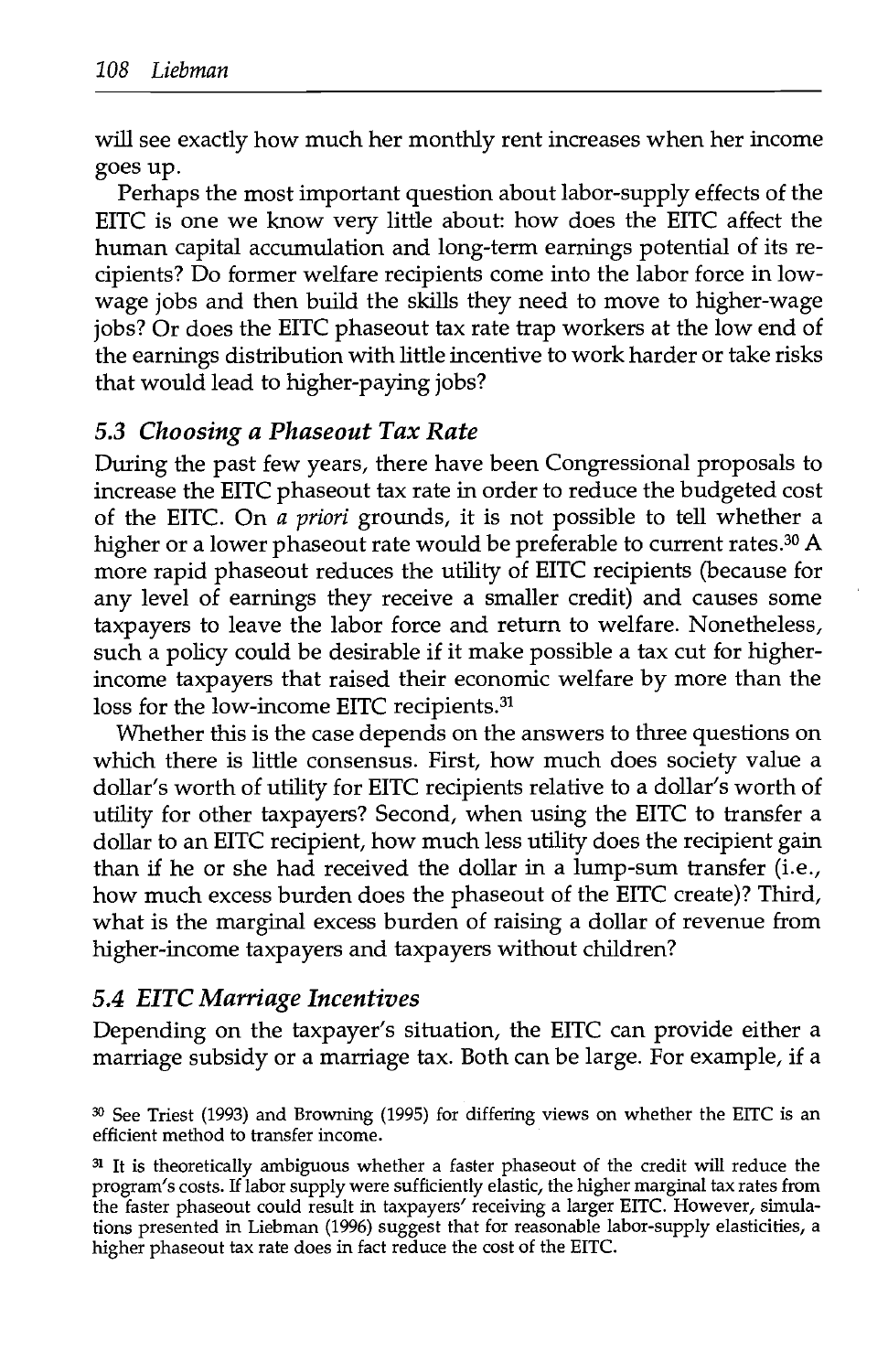will see exactly how much her monthly rent increases when her income goes up.

Perhaps the most important question about labor-supply effects of the EITC is one we know very little about: how does the EITC affect the human capital accumulation and long-term earnings potential of its recipients? Do former welfare recipients come into the labor force in low-wage jobs and then build the skills they need to move to higher-wage jobs? Or does the EITC phaseout tax rate trap workers at the low end of the earnings distribution with little incentive to work harder or take risks that would lead to higher-paying jobs?

### *5.3 Choosing a Phaseout Tax Rate*

During the past few years, there have been Congressional proposals to increase the EITC phaseout tax rate in order to reduce the budgeted cost of the EITC. On *a priori* grounds, it is not possible to tell whether a higher or a lower phaseout rate would be preferable to current rates.[30] A more rapid phaseout reduces the utility of EITC recipients (because for any level of earnings they receive a smaller credit) and causes some taxpayers to leave the labor force and return to welfare. Nonetheless, such a policy could be desirable if it make possible a tax cut for higher-income taxpayers that raised their economic welfare by more than the loss for the low-income EITC recipients.[31]

Whether this is the case depends on the answers to three questions on which there is little consensus. First, how much does society value a dollar's worth of utility for EITC recipients relative to a dollar's worth of utility for other taxpayers? Second, when using the EITC to transfer a dollar to an EITC recipient, how much less utility does the recipient gain than if he or she had received the dollar in a lump-sum transfer (i.e., how much excess burden does the phaseout of the EITC create)? Third, what is the marginal excess burden of raising a dollar of revenue from higher-income taxpayers and taxpayers without children?

### *5.4 EITC Marriage Incentives*

Depending on the taxpayer's situation, the EITC can provide either a marriage subsidy or a marriage tax. Both can be large. For example, if a

[30] See Triest (1993) and Browning (1995) for differing views on whether the EITC is an efficient method to transfer income.

[31] It is theoretically ambiguous whether a faster phaseout of the credit will reduce the program's costs. If labor supply were sufficiently elastic, the higher marginal tax rates from the faster phaseout could result in taxpayers' receiving a larger EITC. However, simulations presented in Liebman (1996) suggest that for reasonable labor-supply elasticities, a higher phaseout tax rate does in fact reduce the cost of the EITC.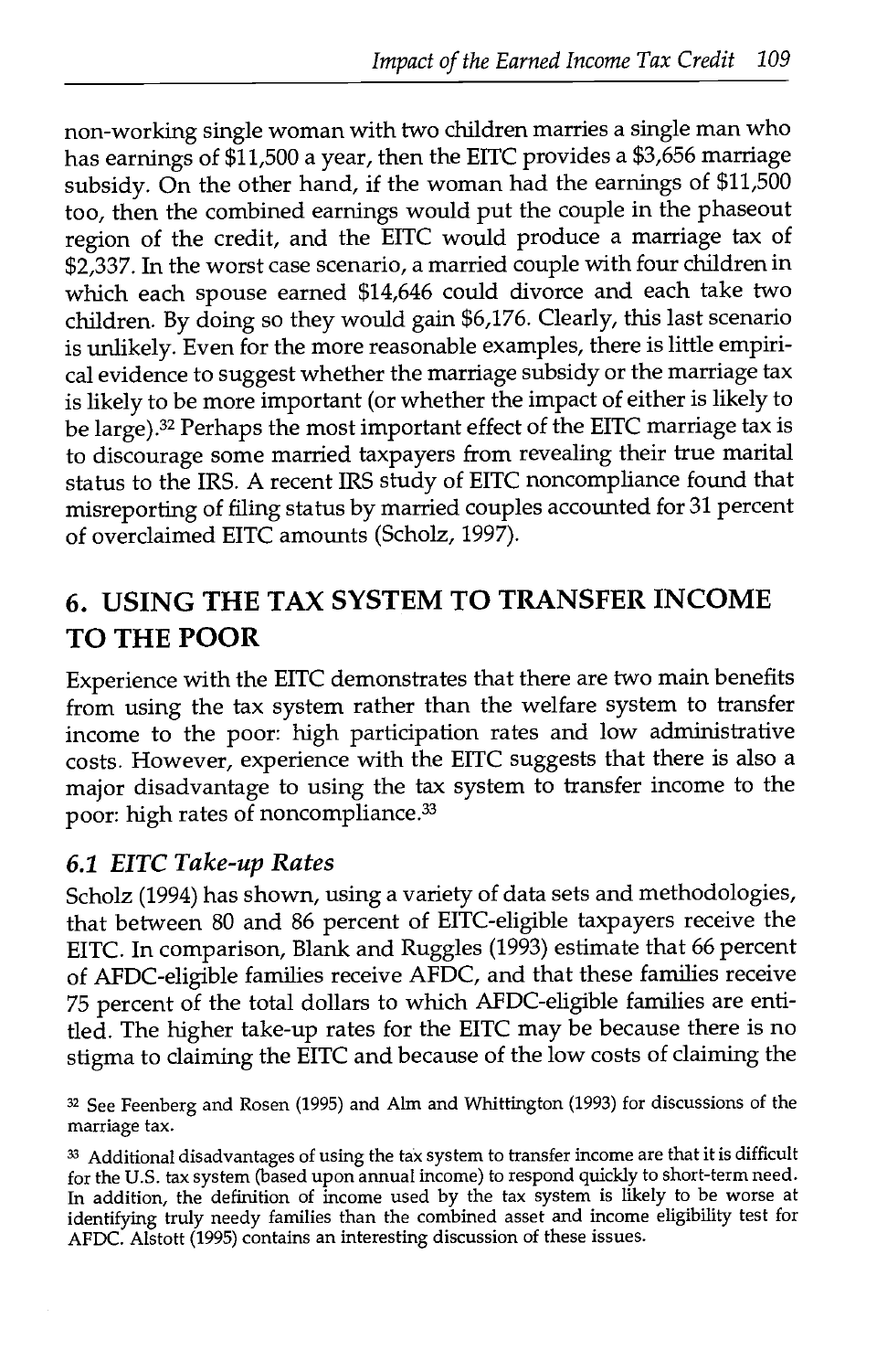non-working single woman with two children marries a single man who has earnings of $11,500 a year, then the EITC provides a $3,656 marriage subsidy. On the other hand, if the woman had the earnings of $11,500 too, then the combined earnings would put the couple in the phaseout region of the credit, and the EITC would produce a marriage tax of $2,337. In the worst case scenario, a married couple with four children in which each spouse earned $14,646 could divorce and each take two children. By doing so they would gain $6,176. Clearly, this last scenario is unlikely. Even for the more reasonable examples, there is little empirical evidence to suggest whether the marriage subsidy or the marriage tax is likely to be more important (or whether the impact of either is likely to be large).[32] Perhaps the most important effect of the EITC marriage tax is to discourage some married taxpayers from revealing their true marital status to the IRS. A recent IRS study of EITC noncompliance found that misreporting of filing status by married couples accounted for 31 percent of overclaimed EITC amounts (Scholz, 1997).

## 6. USING THE TAX SYSTEM TO TRANSFER INCOME TO THE POOR

Experience with the EITC demonstrates that there are two main benefits from using the tax system rather than the welfare system to transfer income to the poor: high participation rates and low administrative costs. However, experience with the EITC suggests that there is also a major disadvantage to using the tax system to transfer income to the poor: high rates of noncompliance.[33]

### *6.1 EITC Take-up Rates*

Scholz (1994) has shown, using a variety of data sets and methodologies, that between 80 and 86 percent of EITC-eligible taxpayers receive the EITC. In comparison, Blank and Ruggles (1993) estimate that 66 percent of AFDC-eligible families receive AFDC, and that these families receive 75 percent of the total dollars to which AFDC-eligible families are entitled. The higher take-up rates for the EITC may be because there is no stigma to claiming the EITC and because of the low costs of claiming the

[32] See Feenberg and Rosen (1995) and Alm and Whittington (1993) for discussions of the marriage tax.

[33] Additional disadvantages of using the tax system to transfer income are that it is difficult for the U.S. tax system (based upon annual income) to respond quickly to short-term need. In addition, the definition of income used by the tax system is likely to be worse at identifying truly needy families than the combined asset and income eligibility test for AFDC. Alstott (1995) contains an interesting discussion of these issues.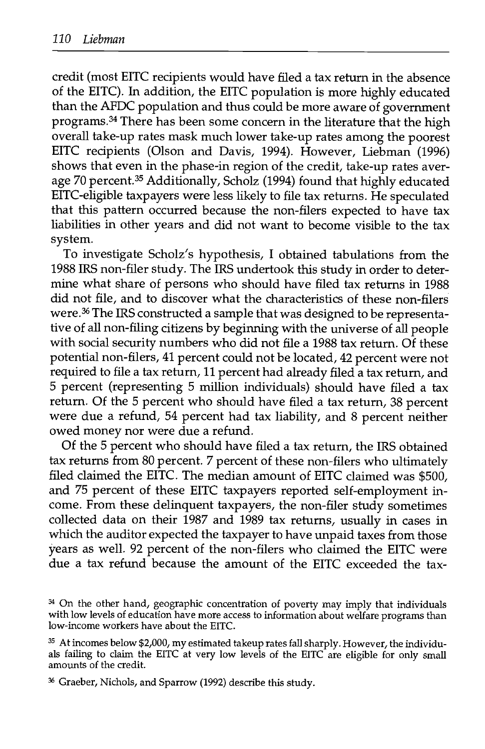credit (most EITC recipients would have filed a tax return in the absence of the EITC). In addition, the EITC population is more highly educated than the AFDC population and thus could be more aware of government programs.[34] There has been some concern in the literature that the high overall take-up rates mask much lower take-up rates among the poorest EITC recipients (Olson and Davis, 1994). However, Liebman (1996) shows that even in the phase-in region of the credit, take-up rates average 70 percent.[35] Additionally, Scholz (1994) found that highly educated EITC-eligible taxpayers were less likely to file tax returns. He speculated that this pattern occurred because the non-filers expected to have tax liabilities in other years and did not want to become visible to the tax system.

To investigate Scholz's hypothesis, I obtained tabulations from the 1988 IRS non-filer study. The IRS undertook this study in order to determine what share of persons who should have filed tax returns in 1988 did not file, and to discover what the characteristics of these non-filers were.[36] The IRS constructed a sample that was designed to be representative of all non-filing citizens by beginning with the universe of all people with social security numbers who did not file a 1988 tax return. Of these potential non-filers, 41 percent could not be located, 42 percent were not required to file a tax return, 11 percent had already filed a tax return, and 5 percent (representing 5 million individuals) should have filed a tax return. Of the 5 percent who should have filed a tax return, 38 percent were due a refund, 54 percent had tax liability, and 8 percent neither owed money nor were due a refund.

Of the 5 percent who should have filed a tax return, the IRS obtained tax returns from 80 percent. 7 percent of these non-filers who ultimately filed claimed the EITC. The median amount of EITC claimed was $500, and 75 percent of these EITC taxpayers reported self-employment income. From these delinquent taxpayers, the non-filer study sometimes collected data on their 1987 and 1989 tax returns, usually in cases in which the auditor expected the taxpayer to have unpaid taxes from those years as well. 92 percent of the non-filers who claimed the EITC were due a tax refund because the amount of the EITC exceeded the tax-

[34] On the other hand, geographic concentration of poverty may imply that individuals with low levels of education have more access to information about welfare programs than low-income workers have about the EITC.

[35] At incomes below $2,000, my estimated takeup rates fall sharply. However, the individuals failing to claim the EITC at very low levels of the EITC are eligible for only small amounts of the credit.

[36] Graeber, Nichols, and Sparrow (1992) describe this study.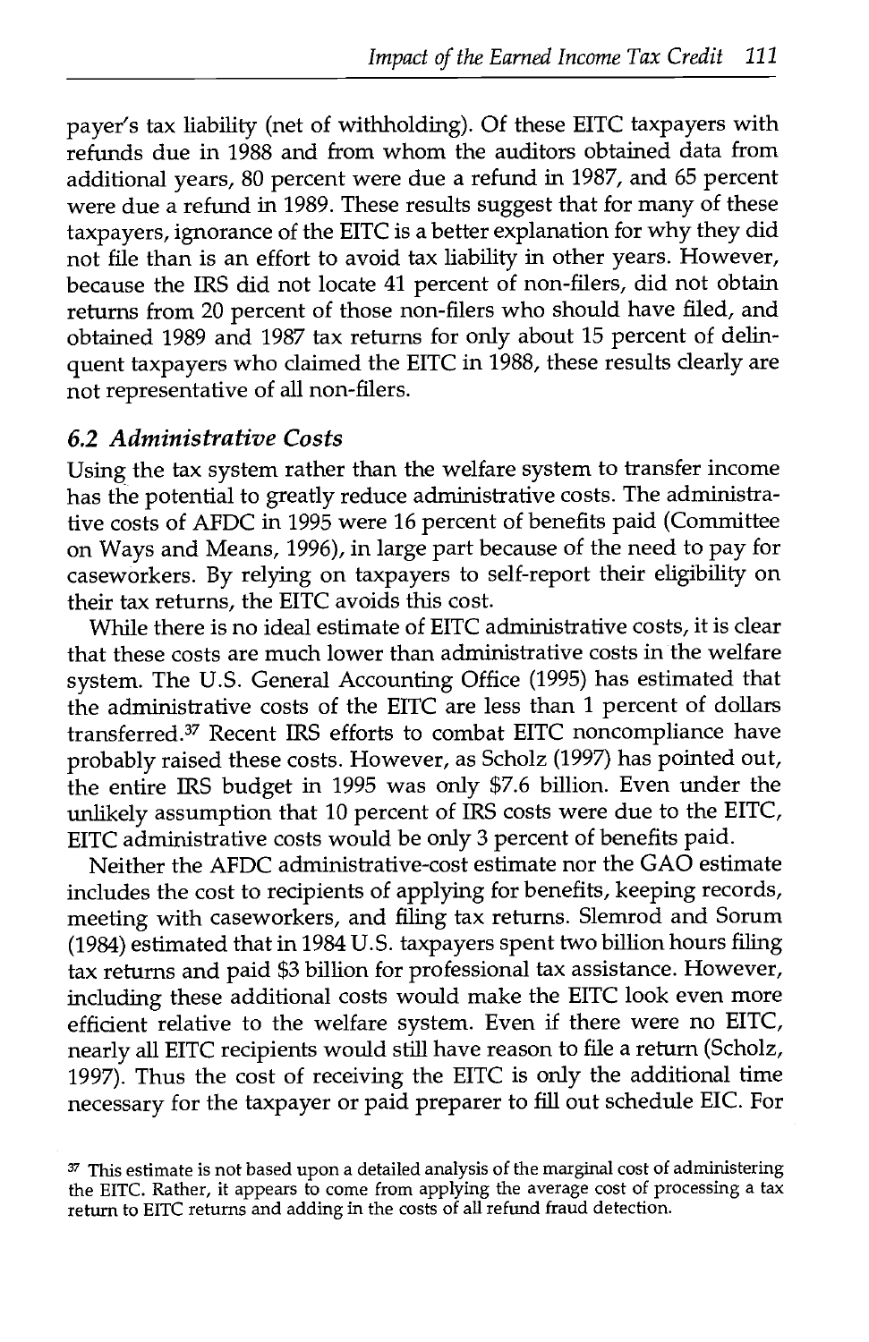payer's tax liability (net of withholding). Of these EITC taxpayers with refunds due in 1988 and from whom the auditors obtained data from additional years, 80 percent were due a refund in 1987, and 65 percent were due a refund in 1989. These results suggest that for many of these taxpayers, ignorance of the EITC is a better explanation for why they did not file than is an effort to avoid tax liability in other years. However, because the IRS did not locate 41 percent of non-filers, did not obtain returns from 20 percent of those non-filers who should have filed, and obtained 1989 and 1987 tax returns for only about 15 percent of delinquent taxpayers who claimed the EITC in 1988, these results clearly are not representative of all non-filers.

### *6.2 Administrative Costs*

Using the tax system rather than the welfare system to transfer income has the potential to greatly reduce administrative costs. The administrative costs of AFDC in 1995 were 16 percent of benefits paid (Committee on Ways and Means, 1996), in large part because of the need to pay for caseworkers. By relying on taxpayers to self-report their eligibility on their tax returns, the EITC avoids this cost.

While there is no ideal estimate of EITC administrative costs, it is clear that these costs are much lower than administrative costs in the welfare system. The U.S. General Accounting Office (1995) has estimated that the administrative costs of the EITC are less than 1 percent of dollars transferred.[37] Recent IRS efforts to combat EITC noncompliance have probably raised these costs. However, as Scholz (1997) has pointed out, the entire IRS budget in 1995 was only \$7.6 billion. Even under the unlikely assumption that 10 percent of IRS costs were due to the EITC, EITC administrative costs would be only 3 percent of benefits paid.

Neither the AFDC administrative-cost estimate nor the GAO estimate includes the cost to recipients of applying for benefits, keeping records, meeting with caseworkers, and filing tax returns. Slemrod and Sorum (1984) estimated that in 1984 U.S. taxpayers spent two billion hours filing tax returns and paid \$3 billion for professional tax assistance. However, including these additional costs would make the EITC look even more efficient relative to the welfare system. Even if there were no EITC, nearly all EITC recipients would still have reason to file a return (Scholz, 1997). Thus the cost of receiving the EITC is only the additional time necessary for the taxpayer or paid preparer to fill out schedule EIC. For

[37] This estimate is not based upon a detailed analysis of the marginal cost of administering the EITC. Rather, it appears to come from applying the average cost of processing a tax return to EITC returns and adding in the costs of all refund fraud detection.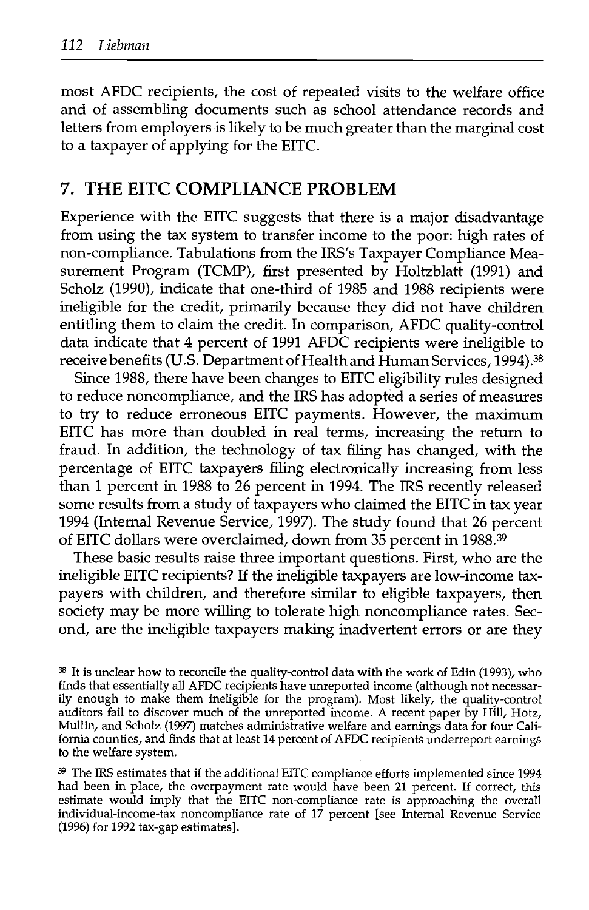most AFDC recipients, the cost of repeated visits to the welfare office and of assembling documents such as school attendance records and letters from employers is likely to be much greater than the marginal cost to a taxpayer of applying for the EITC.

## 7. THE EITC COMPLIANCE PROBLEM

Experience with the EITC suggests that there is a major disadvantage from using the tax system to transfer income to the poor: high rates of non-compliance. Tabulations from the IRS's Taxpayer Compliance Measurement Program (TCMP), first presented by Holtzblatt (1991) and Scholz (1990), indicate that one-third of 1985 and 1988 recipients were ineligible for the credit, primarily because they did not have children entitling them to claim the credit. In comparison, AFDC quality-control data indicate that 4 percent of 1991 AFDC recipients were ineligible to receive benefits (U.S. Department of Health and Human Services, 1994).[38]

Since 1988, there have been changes to EITC eligibility rules designed to reduce noncompliance, and the IRS has adopted a series of measures to try to reduce erroneous EITC payments. However, the maximum EITC has more than doubled in real terms, increasing the return to fraud. In addition, the technology of tax filing has changed, with the percentage of EITC taxpayers filing electronically increasing from less than 1 percent in 1988 to 26 percent in 1994. The IRS recently released some results from a study of taxpayers who claimed the EITC in tax year 1994 (Internal Revenue Service, 1997). The study found that 26 percent of EITC dollars were overclaimed, down from 35 percent in 1988.[39]

These basic results raise three important questions. First, who are the ineligible EITC recipients? If the ineligible taxpayers are low-income taxpayers with children, and therefore similar to eligible taxpayers, then society may be more willing to tolerate high noncompliance rates. Second, are the ineligible taxpayers making inadvertent errors or are they

[38] It is unclear how to reconcile the quality-control data with the work of Edin (1993), who finds that essentially all AFDC recipients have unreported income (although not necessarily enough to make them ineligible for the program). Most likely, the quality-control auditors fail to discover much of the unreported income. A recent paper by Hill, Hotz, Mullin, and Scholz (1997) matches administrative welfare and earnings data for four California counties, and finds that at least 14 percent of AFDC recipients underreport earnings to the welfare system.

[39] The IRS estimates that if the additional EITC compliance efforts implemented since 1994 had been in place, the overpayment rate would have been 21 percent. If correct, this estimate would imply that the EITC non-compliance rate is approaching the overall individual-income-tax noncompliance rate of 17 percent [see Internal Revenue Service (1996) for 1992 tax-gap estimates].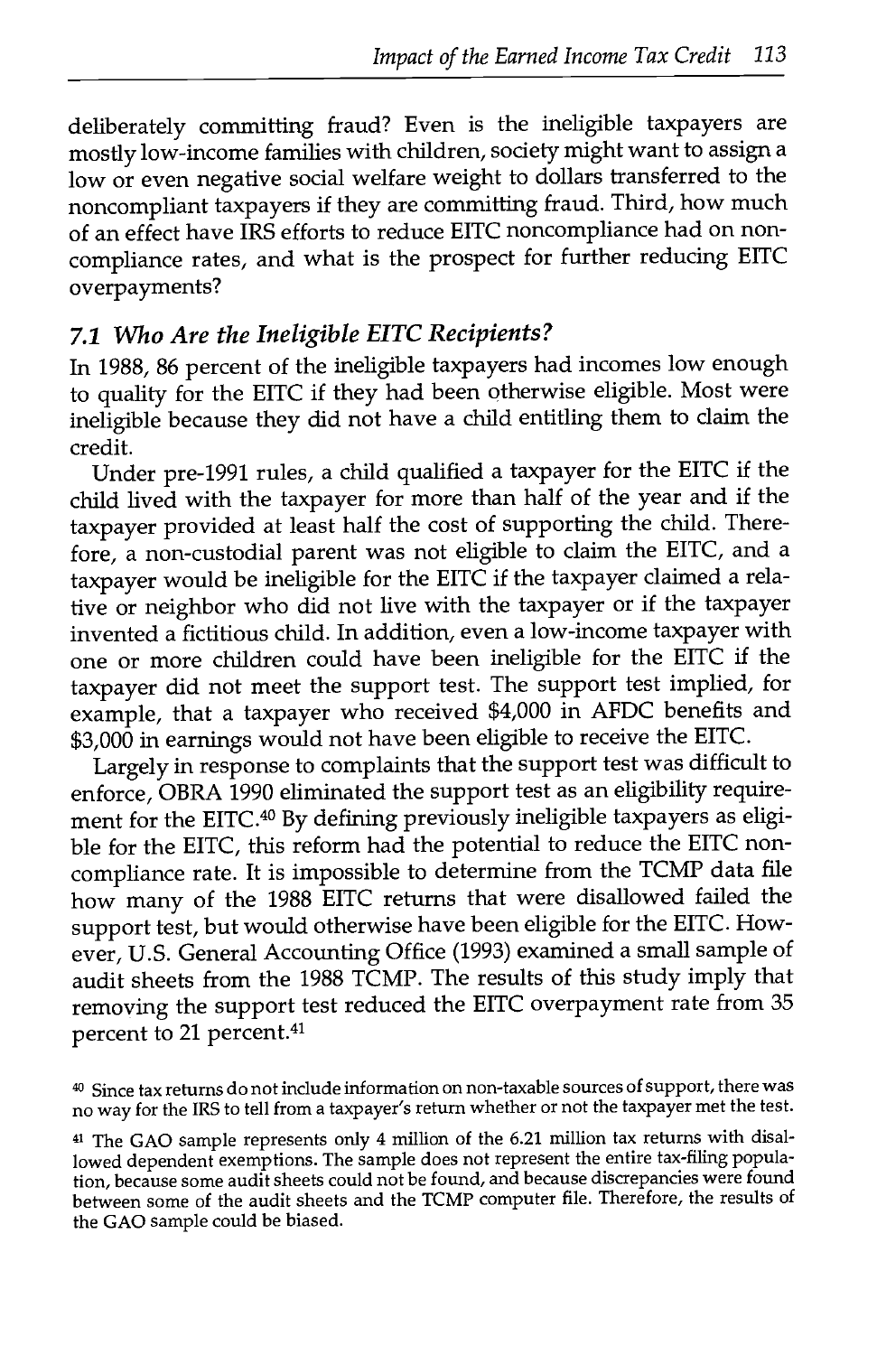deliberately committing fraud? Even is the ineligible taxpayers are mostly low-income families with children, society might want to assign a low or even negative social welfare weight to dollars transferred to the noncompliant taxpayers if they are committing fraud. Third, how much of an effect have IRS efforts to reduce EITC noncompliance had on noncompliance rates, and what is the prospect for further reducing EITC overpayments?

### *7.1 Who Are the Ineligible EITC Recipients?*

In 1988, 86 percent of the ineligible taxpayers had incomes low enough to quality for the EITC if they had been otherwise eligible. Most were ineligible because they did not have a child entitling them to claim the credit.

Under pre-1991 rules, a child qualified a taxpayer for the EITC if the child lived with the taxpayer for more than half of the year and if the taxpayer provided at least half the cost of supporting the child. Therefore, a non-custodial parent was not eligible to claim the EITC, and a taxpayer would be ineligible for the EITC if the taxpayer claimed a relative or neighbor who did not live with the taxpayer or if the taxpayer invented a fictitious child. In addition, even a low-income taxpayer with one or more children could have been ineligible for the EITC if the taxpayer did not meet the support test. The support test implied, for example, that a taxpayer who received $4,000 in AFDC benefits and $3,000 in earnings would not have been eligible to receive the EITC.

Largely in response to complaints that the support test was difficult to enforce, OBRA 1990 eliminated the support test as an eligibility requirement for the EITC.[40] By defining previously ineligible taxpayers as eligible for the EITC, this reform had the potential to reduce the EITC noncompliance rate. It is impossible to determine from the TCMP data file how many of the 1988 EITC returns that were disallowed failed the support test, but would otherwise have been eligible for the EITC. However, U.S. General Accounting Office (1993) examined a small sample of audit sheets from the 1988 TCMP. The results of this study imply that removing the support test reduced the EITC overpayment rate from 35 percent to 21 percent.[41]

[40] Since tax returns do not include information on non-taxable sources of support, there was no way for the IRS to tell from a taxpayer's return whether or not the taxpayer met the test.

[41] The GAO sample represents only 4 million of the 6.21 million tax returns with disallowed dependent exemptions. The sample does not represent the entire tax-filing population, because some audit sheets could not be found, and because discrepancies were found between some of the audit sheets and the TCMP computer file. Therefore, the results of the GAO sample could be biased.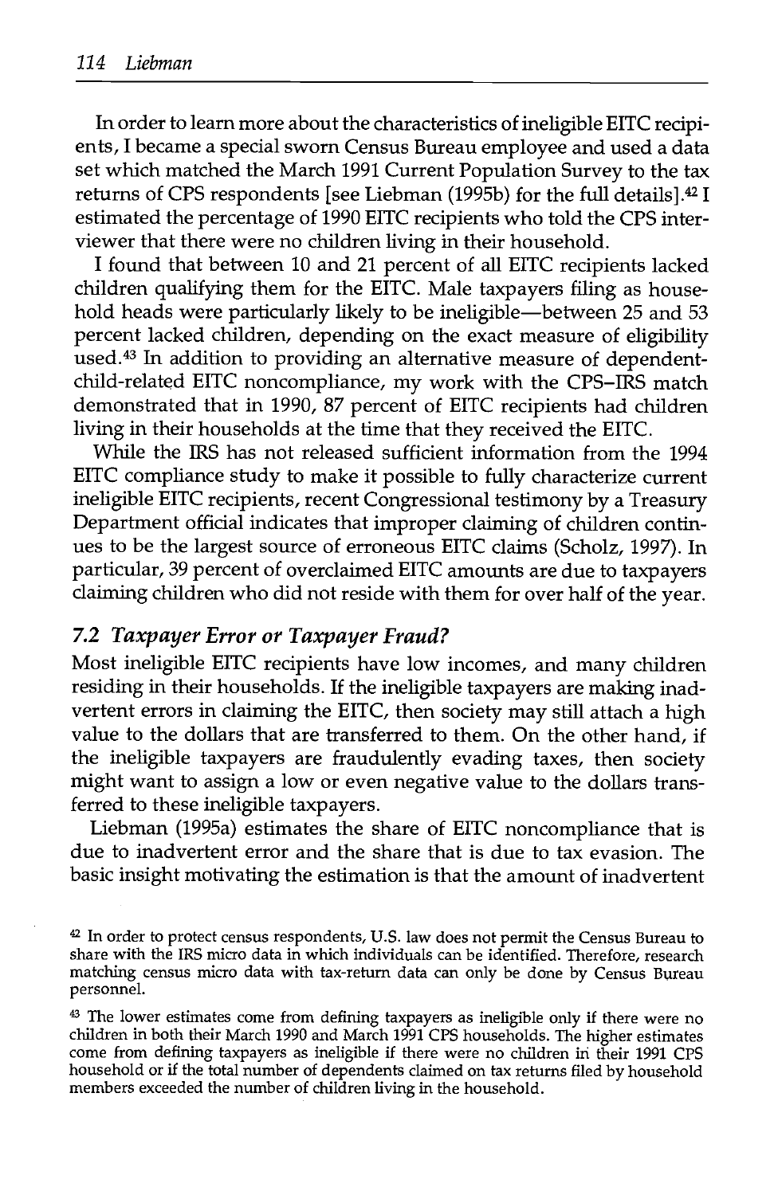In order to learn more about the characteristics of ineligible EITC recipients, I became a special sworn Census Bureau employee and used a data set which matched the March 1991 Current Population Survey to the tax returns of CPS respondents [see Liebman (1995b) for the full details].[42] I estimated the percentage of 1990 EITC recipients who told the CPS interviewer that there were no children living in their household.

I found that between 10 and 21 percent of all EITC recipients lacked children qualifying them for the EITC. Male taxpayers filing as household heads were particularly likely to be ineligible—between 25 and 53 percent lacked children, depending on the exact measure of eligibility used.[43] In addition to providing an alternative measure of dependent-child-related EITC noncompliance, my work with the CPS–IRS match demonstrated that in 1990, 87 percent of EITC recipients had children living in their households at the time that they received the EITC.

While the IRS has not released sufficient information from the 1994 EITC compliance study to make it possible to fully characterize current ineligible EITC recipients, recent Congressional testimony by a Treasury Department official indicates that improper claiming of children continues to be the largest source of erroneous EITC claims (Scholz, 1997). In particular, 39 percent of overclaimed EITC amounts are due to taxpayers claiming children who did not reside with them for over half of the year.

### *7.2 Taxpayer Error or Taxpayer Fraud?*

Most ineligible EITC recipients have low incomes, and many children residing in their households. If the ineligible taxpayers are making inadvertent errors in claiming the EITC, then society may still attach a high value to the dollars that are transferred to them. On the other hand, if the ineligible taxpayers are fraudulently evading taxes, then society might want to assign a low or even negative value to the dollars transferred to these ineligible taxpayers.

Liebman (1995a) estimates the share of EITC noncompliance that is due to inadvertent error and the share that is due to tax evasion. The basic insight motivating the estimation is that the amount of inadvertent

[42] In order to protect census respondents, U.S. law does not permit the Census Bureau to share with the IRS micro data in which individuals can be identified. Therefore, research matching census micro data with tax-return data can only be done by Census Bureau personnel.

[43] The lower estimates come from defining taxpayers as ineligible only if there were no children in both their March 1990 and March 1991 CPS households. The higher estimates come from defining taxpayers as ineligible if there were no children in their 1991 CPS household or if the total number of dependents claimed on tax returns filed by household members exceeded the number of children living in the household.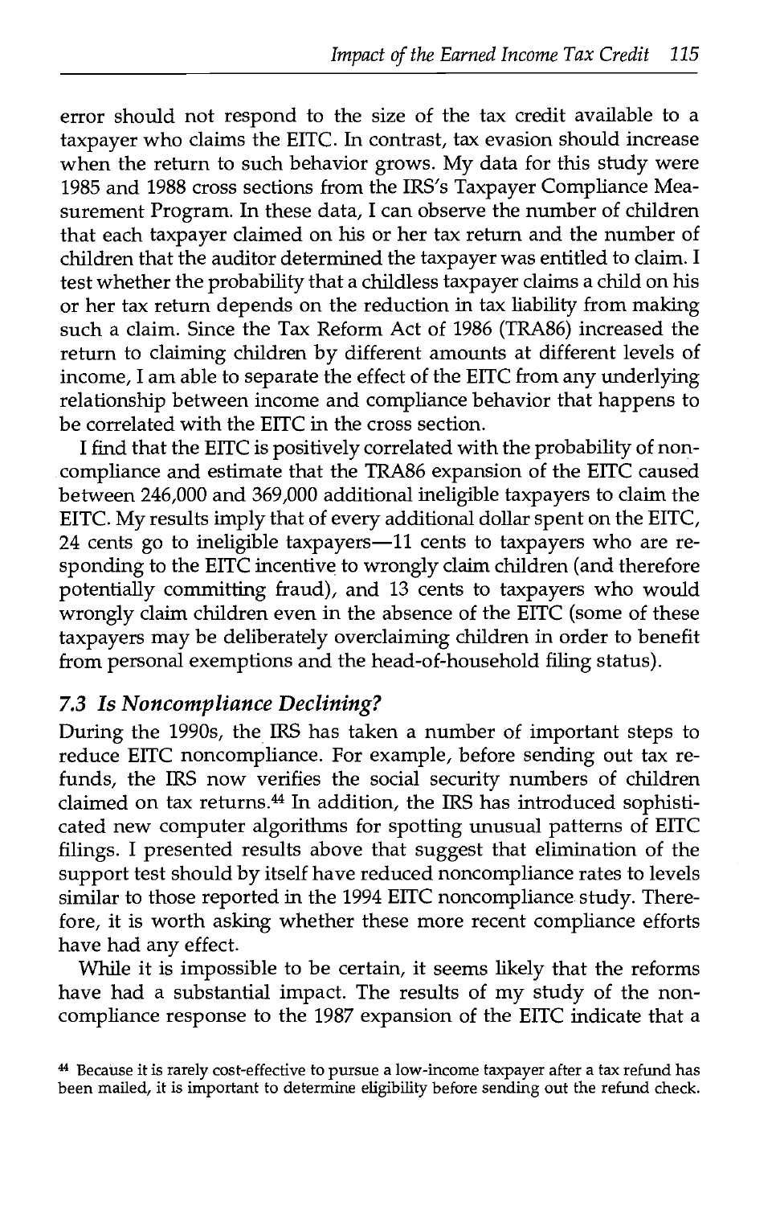error should not respond to the size of the tax credit available to a taxpayer who claims the EITC. In contrast, tax evasion should increase when the return to such behavior grows. My data for this study were 1985 and 1988 cross sections from the IRS's Taxpayer Compliance Measurement Program. In these data, I can observe the number of children that each taxpayer claimed on his or her tax return and the number of children that the auditor determined the taxpayer was entitled to claim. I test whether the probability that a childless taxpayer claims a child on his or her tax return depends on the reduction in tax liability from making such a claim. Since the Tax Reform Act of 1986 (TRA86) increased the return to claiming children by different amounts at different levels of income, I am able to separate the effect of the EITC from any underlying relationship between income and compliance behavior that happens to be correlated with the EITC in the cross section.

I find that the EITC is positively correlated with the probability of noncompliance and estimate that the TRA86 expansion of the EITC caused between 246,000 and 369,000 additional ineligible taxpayers to claim the EITC. My results imply that of every additional dollar spent on the EITC, 24 cents go to ineligible taxpayers—11 cents to taxpayers who are responding to the EITC incentive to wrongly claim children (and therefore potentially committing fraud), and 13 cents to taxpayers who would wrongly claim children even in the absence of the EITC (some of these taxpayers may be deliberately overclaiming children in order to benefit from personal exemptions and the head-of-household filing status).

### *7.3 Is Noncompliance Declining?*

During the 1990s, the IRS has taken a number of important steps to reduce EITC noncompliance. For example, before sending out tax refunds, the IRS now verifies the social security numbers of children claimed on tax returns.[44] In addition, the IRS has introduced sophisticated new computer algorithms for spotting unusual patterns of EITC filings. I presented results above that suggest that elimination of the support test should by itself have reduced noncompliance rates to levels similar to those reported in the 1994 EITC noncompliance study. Therefore, it is worth asking whether these more recent compliance efforts have had any effect.

While it is impossible to be certain, it seems likely that the reforms have had a substantial impact. The results of my study of the noncompliance response to the 1987 expansion of the EITC indicate that a

[44] Because it is rarely cost-effective to pursue a low-income taxpayer after a tax refund has been mailed, it is important to determine eligibility before sending out the refund check.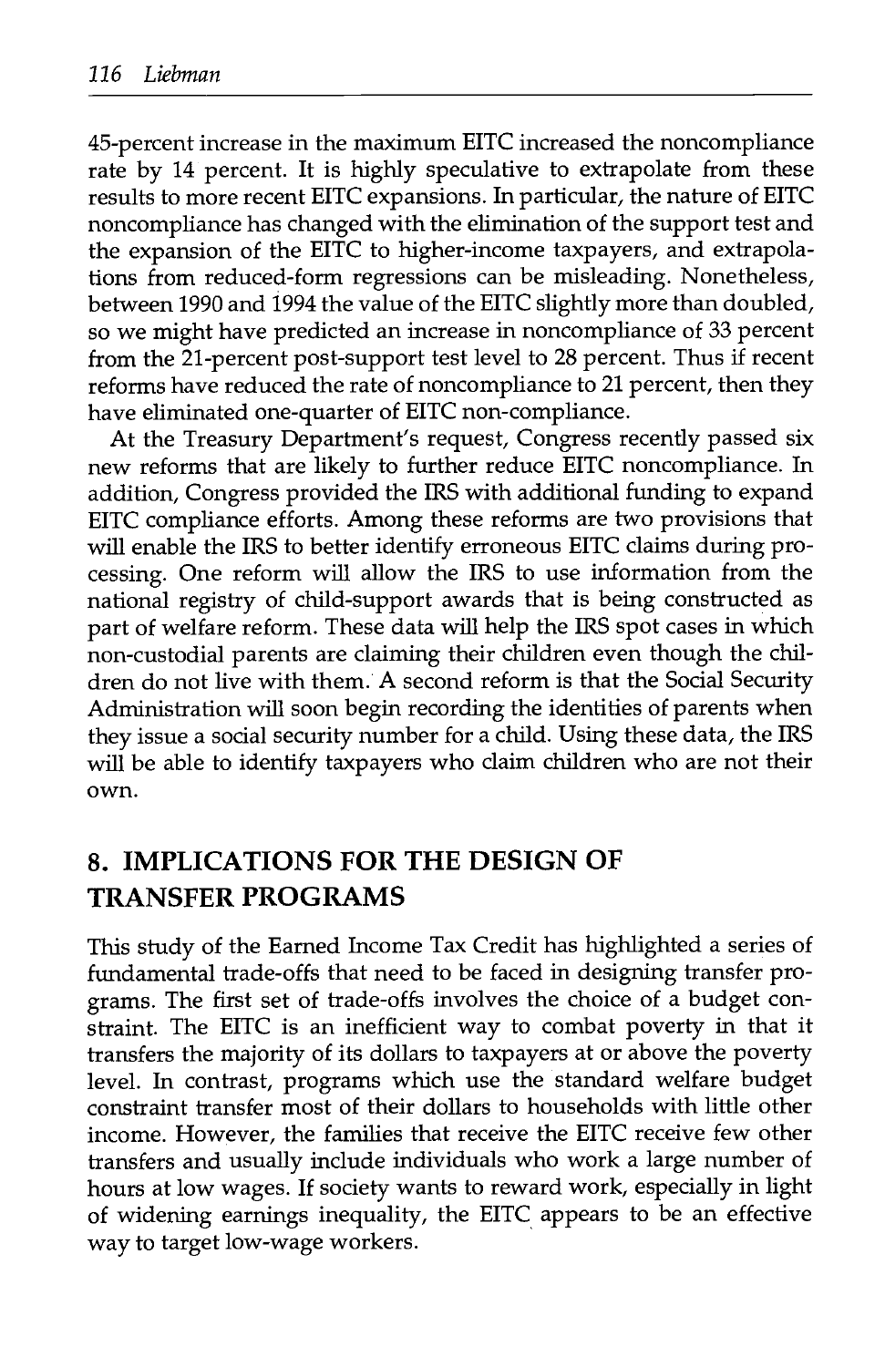45-percent increase in the maximum EITC increased the noncompliance rate by 14 percent. It is highly speculative to extrapolate from these results to more recent EITC expansions. In particular, the nature of EITC noncompliance has changed with the elimination of the support test and the expansion of the EITC to higher-income taxpayers, and extrapolations from reduced-form regressions can be misleading. Nonetheless, between 1990 and 1994 the value of the EITC slightly more than doubled, so we might have predicted an increase in noncompliance of 33 percent from the 21-percent post-support test level to 28 percent. Thus if recent reforms have reduced the rate of noncompliance to 21 percent, then they have eliminated one-quarter of EITC non-compliance.

At the Treasury Department's request, Congress recently passed six new reforms that are likely to further reduce EITC noncompliance. In addition, Congress provided the IRS with additional funding to expand EITC compliance efforts. Among these reforms are two provisions that will enable the IRS to better identify erroneous EITC claims during processing. One reform will allow the IRS to use information from the national registry of child-support awards that is being constructed as part of welfare reform. These data will help the IRS spot cases in which non-custodial parents are claiming their children even though the children do not live with them. A second reform is that the Social Security Administration will soon begin recording the identities of parents when they issue a social security number for a child. Using these data, the IRS will be able to identify taxpayers who claim children who are not their own.

## 8. IMPLICATIONS FOR THE DESIGN OF TRANSFER PROGRAMS

This study of the Earned Income Tax Credit has highlighted a series of fundamental trade-offs that need to be faced in designing transfer programs. The first set of trade-offs involves the choice of a budget constraint. The EITC is an inefficient way to combat poverty in that it transfers the majority of its dollars to taxpayers at or above the poverty level. In contrast, programs which use the standard welfare budget constraint transfer most of their dollars to households with little other income. However, the families that receive the EITC receive few other transfers and usually include individuals who work a large number of hours at low wages. If society wants to reward work, especially in light of widening earnings inequality, the EITC appears to be an effective way to target low-wage workers.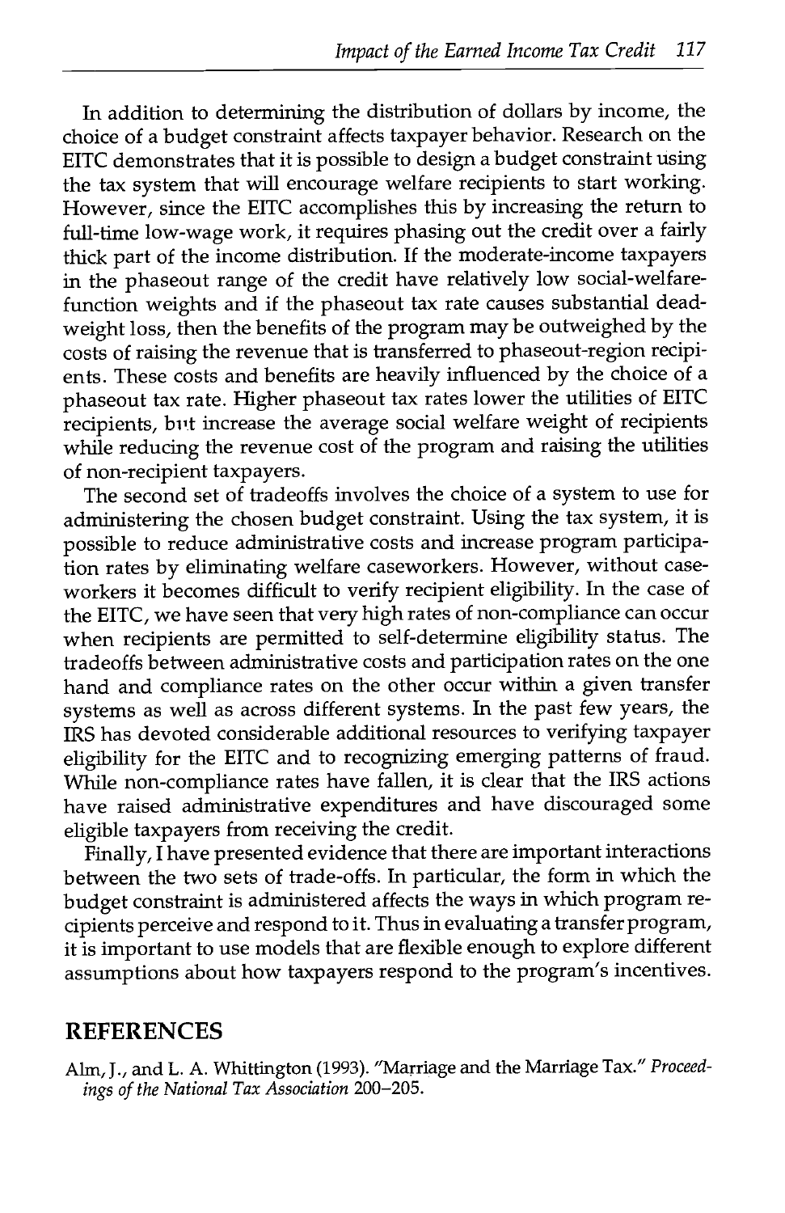In addition to determining the distribution of dollars by income, the choice of a budget constraint affects taxpayer behavior. Research on the EITC demonstrates that it is possible to design a budget constraint using the tax system that will encourage welfare recipients to start working. However, since the EITC accomplishes this by increasing the return to full-time low-wage work, it requires phasing out the credit over a fairly thick part of the income distribution. If the moderate-income taxpayers in the phaseout range of the credit have relatively low social-welfare-function weights and if the phaseout tax rate causes substantial dead-weight loss, then the benefits of the program may be outweighed by the costs of raising the revenue that is transferred to phaseout-region recipients. These costs and benefits are heavily influenced by the choice of a phaseout tax rate. Higher phaseout tax rates lower the utilities of EITC recipients, but increase the average social welfare weight of recipients while reducing the revenue cost of the program and raising the utilities of non-recipient taxpayers.

The second set of tradeoffs involves the choice of a system to use for administering the chosen budget constraint. Using the tax system, it is possible to reduce administrative costs and increase program participation rates by eliminating welfare caseworkers. However, without caseworkers it becomes difficult to verify recipient eligibility. In the case of the EITC, we have seen that very high rates of non-compliance can occur when recipients are permitted to self-determine eligibility status. The tradeoffs between administrative costs and participation rates on the one hand and compliance rates on the other occur within a given transfer systems as well as across different systems. In the past few years, the IRS has devoted considerable additional resources to verifying taxpayer eligibility for the EITC and to recognizing emerging patterns of fraud. While non-compliance rates have fallen, it is clear that the IRS actions have raised administrative expenditures and have discouraged some eligible taxpayers from receiving the credit.

Finally, I have presented evidence that there are important interactions between the two sets of trade-offs. In particular, the form in which the budget constraint is administered affects the ways in which program recipients perceive and respond to it. Thus in evaluating a transfer program, it is important to use models that are flexible enough to explore different assumptions about how taxpayers respond to the program's incentives.

## REFERENCES

Alm, J., and L. A. Whittington (1993). "Marriage and the Marriage Tax." *Proceedings of the National Tax Association* 200–205.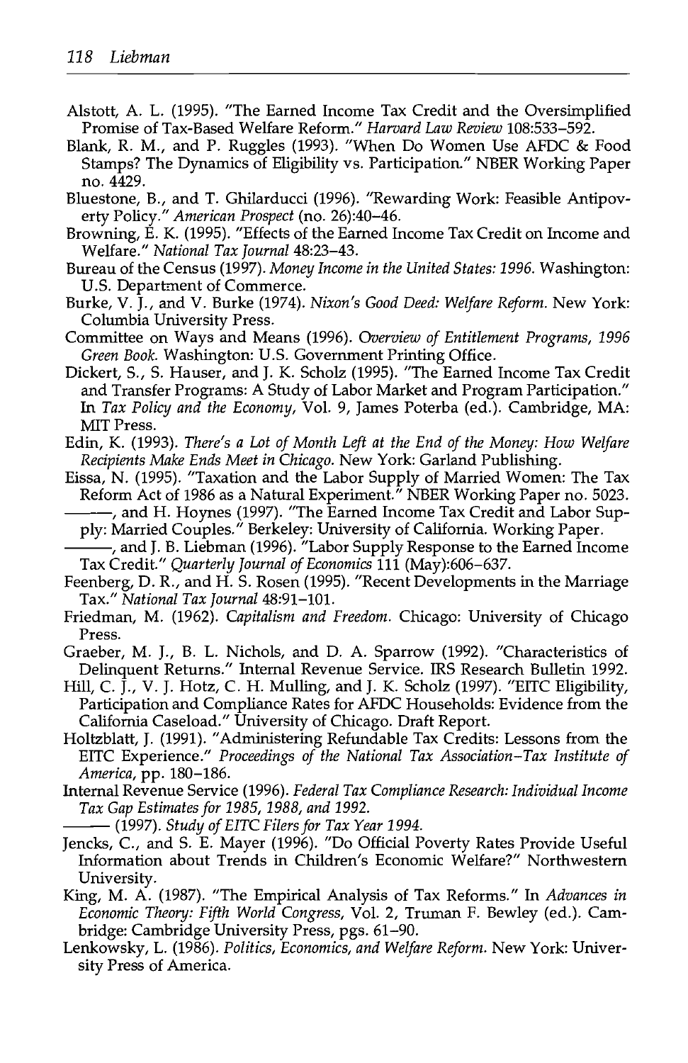Alstott, A. L. (1995). "The Earned Income Tax Credit and the Oversimplified Promise of Tax-Based Welfare Reform." *Harvard Law Review* 108:533–592.

Blank, R. M., and P. Ruggles (1993). "When Do Women Use AFDC & Food Stamps? The Dynamics of Eligibility vs. Participation." NBER Working Paper no. 4429.

Bluestone, B., and T. Ghilarducci (1996). "Rewarding Work: Feasible Antipoverty Policy." *American Prospect* (no. 26):40–46.

Browning, E. K. (1995). "Effects of the Earned Income Tax Credit on Income and Welfare." *National Tax Journal* 48:23–43.

Bureau of the Census (1997). *Money Income in the United States: 1996.* Washington: U.S. Department of Commerce.

Burke, V. J., and V. Burke (1974). *Nixon's Good Deed: Welfare Reform.* New York: Columbia University Press.

Committee on Ways and Means (1996). *Overview of Entitlement Programs, 1996 Green Book.* Washington: U.S. Government Printing Office.

Dickert, S., S. Hauser, and J. K. Scholz (1995). "The Earned Income Tax Credit and Transfer Programs: A Study of Labor Market and Program Participation." In *Tax Policy and the Economy*, Vol. 9, James Poterba (ed.). Cambridge, MA: MIT Press.

Edin, K. (1993). *There's a Lot of Month Left at the End of the Money: How Welfare Recipients Make Ends Meet in Chicago.* New York: Garland Publishing.

Eissa, N. (1995). "Taxation and the Labor Supply of Married Women: The Tax Reform Act of 1986 as a Natural Experiment." NBER Working Paper no. 5023.

———, and H. Hoynes (1997). "The Earned Income Tax Credit and Labor Supply: Married Couples." Berkeley: University of California. Working Paper.

———, and J. B. Liebman (1996). "Labor Supply Response to the Earned Income Tax Credit." *Quarterly Journal of Economics* 111 (May):606–637.

Feenberg, D. R., and H. S. Rosen (1995). "Recent Developments in the Marriage Tax." *National Tax Journal* 48:91–101.

Friedman, M. (1962). *Capitalism and Freedom.* Chicago: University of Chicago Press.

Graeber, M. J., B. L. Nichols, and D. A. Sparrow (1992). "Characteristics of Delinquent Returns." Internal Revenue Service. IRS Research Bulletin 1992.

Hill, C. J., V. J. Hotz, C. H. Mulling, and J. K. Scholz (1997). "EITC Eligibility, Participation and Compliance Rates for AFDC Households: Evidence from the California Caseload." University of Chicago. Draft Report.

Holtzblatt, J. (1991). "Administering Refundable Tax Credits: Lessons from the EITC Experience." *Proceedings of the National Tax Association–Tax Institute of America*, pp. 180–186.

Internal Revenue Service (1996). *Federal Tax Compliance Research: Individual Income Tax Gap Estimates for 1985, 1988, and 1992.*

——— (1997). *Study of EITC Filers for Tax Year 1994.*

Jencks, C., and S. E. Mayer (1996). "Do Official Poverty Rates Provide Useful Information about Trends in Children's Economic Welfare?" Northwestern University.

King, M. A. (1987). "The Empirical Analysis of Tax Reforms." In *Advances in Economic Theory: Fifth World Congress*, Vol. 2, Truman F. Bewley (ed.). Cambridge: Cambridge University Press, pgs. 61–90.

Lenkowsky, L. (1986). *Politics, Economics, and Welfare Reform.* New York: University Press of America.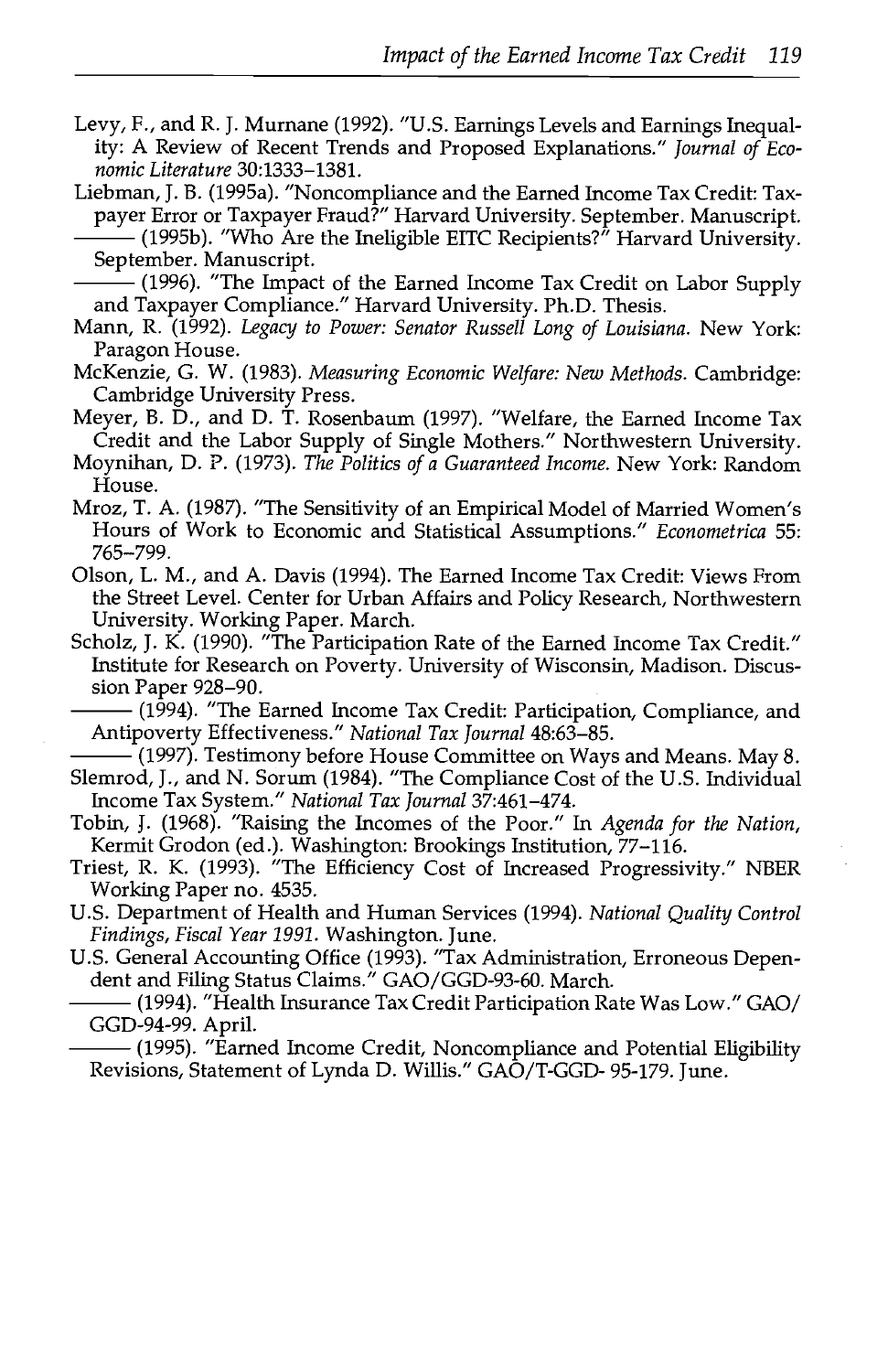Levy, F., and R. J. Murnane (1992). "U.S. Earnings Levels and Earnings Inequality: A Review of Recent Trends and Proposed Explanations." *Journal of Economic Literature* 30:1333–1381.

Liebman, J. B. (1995a). "Noncompliance and the Earned Income Tax Credit: Taxpayer Error or Taxpayer Fraud?" Harvard University. September. Manuscript.

——— (1995b). "Who Are the Ineligible EITC Recipients?" Harvard University. September. Manuscript.

——— (1996). "The Impact of the Earned Income Tax Credit on Labor Supply and Taxpayer Compliance." Harvard University. Ph.D. Thesis.

Mann, R. (1992). *Legacy to Power: Senator Russell Long of Louisiana.* New York: Paragon House.

McKenzie, G. W. (1983). *Measuring Economic Welfare: New Methods.* Cambridge: Cambridge University Press.

Meyer, B. D., and D. T. Rosenbaum (1997). "Welfare, the Earned Income Tax Credit and the Labor Supply of Single Mothers." Northwestern University.

Moynihan, D. P. (1973). *The Politics of a Guaranteed Income.* New York: Random House.

Mroz, T. A. (1987). "The Sensitivity of an Empirical Model of Married Women's Hours of Work to Economic and Statistical Assumptions." *Econometrica* 55: 765–799.

Olson, L. M., and A. Davis (1994). The Earned Income Tax Credit: Views From the Street Level. Center for Urban Affairs and Policy Research, Northwestern University. Working Paper. March.

Scholz, J. K. (1990). "The Participation Rate of the Earned Income Tax Credit." Institute for Research on Poverty. University of Wisconsin, Madison. Discussion Paper 928–90.

——— (1994). "The Earned Income Tax Credit: Participation, Compliance, and Antipoverty Effectiveness." *National Tax Journal* 48:63–85.

——— (1997). Testimony before House Committee on Ways and Means. May 8.

Slemrod, J., and N. Sorum (1984). "The Compliance Cost of the U.S. Individual Income Tax System." *National Tax Journal* 37:461–474.

Tobin, J. (1968). "Raising the Incomes of the Poor." In *Agenda for the Nation,* Kermit Grodon (ed.). Washington: Brookings Institution, 77–116.

Triest, R. K. (1993). "The Efficiency Cost of Increased Progressivity." NBER Working Paper no. 4535.

U.S. Department of Health and Human Services (1994). *National Quality Control Findings, Fiscal Year 1991.* Washington. June.

U.S. General Accounting Office (1993). "Tax Administration, Erroneous Dependent and Filing Status Claims." GAO/GGD-93-60. March.

——— (1994). "Health Insurance Tax Credit Participation Rate Was Low." GAO/GGD-94-99. April.

——— (1995). "Earned Income Credit, Noncompliance and Potential Eligibility Revisions, Statement of Lynda D. Willis." GAO/T-GGD- 95-179. June.